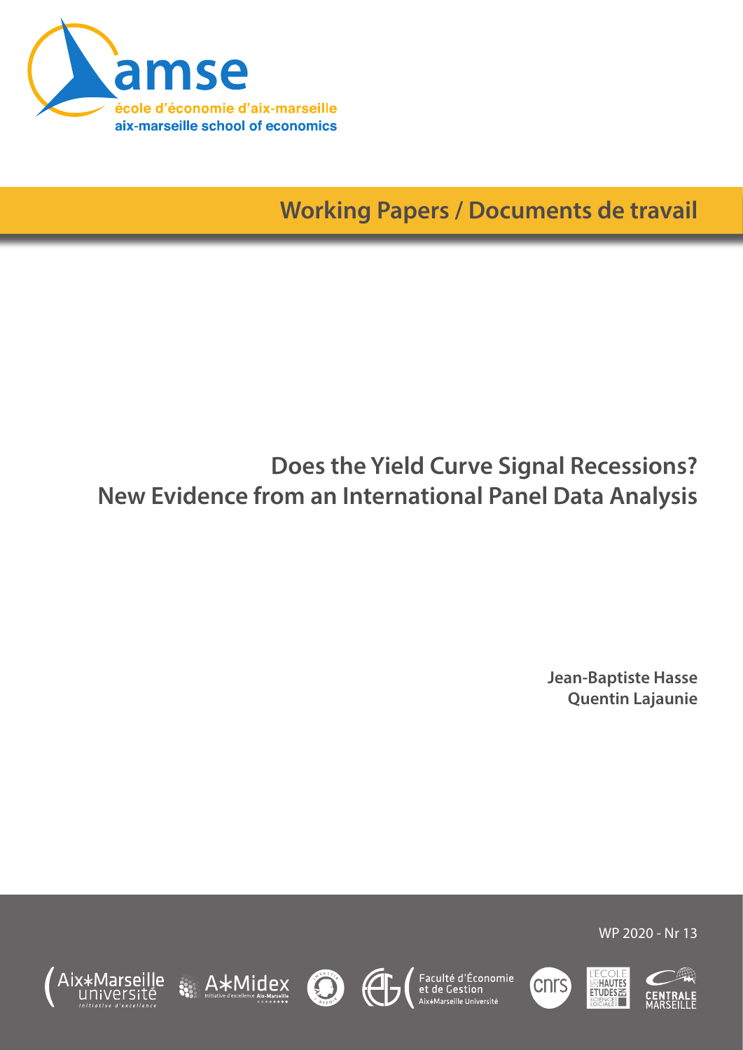amse

école d'économie d'aix-marseille

aix-marseille school of economics

**Working Papers / Documents de travail**

# Does the Yield Curve Signal Recessions? New Evidence from an International Panel Data Analysis

**Jean-Baptiste Hasse**
**Quentin Lajaunie**

WP 2020 - Nr 13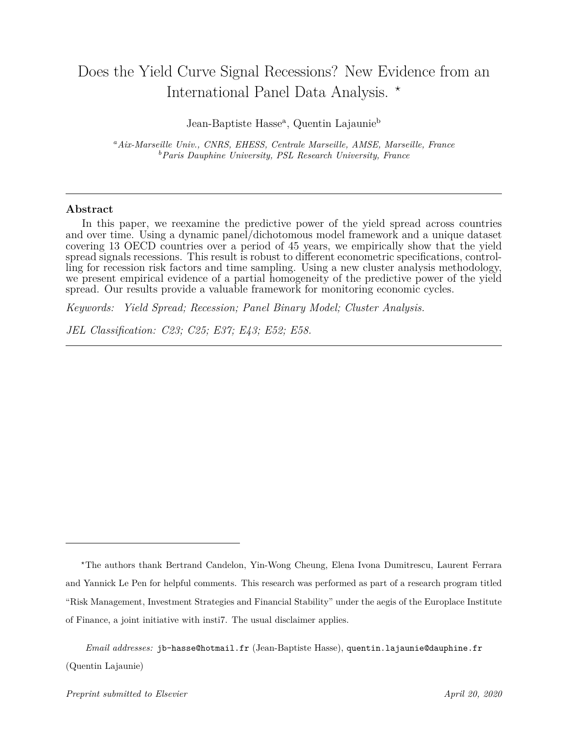# Does the Yield Curve Signal Recessions? New Evidence from an International Panel Data Analysis. ⋆

Jean-Baptiste Hasse[a], Quentin Lajaunie[b]

[a]*Aix-Marseille Univ., CNRS, EHESS, Centrale Marseille, AMSE, Marseille, France*
[b]*Paris Dauphine University, PSL Research University, France*

---

## Abstract

In this paper, we reexamine the predictive power of the yield spread across countries and over time. Using a dynamic panel/dichotomous model framework and a unique dataset covering 13 OECD countries over a period of 45 years, we empirically show that the yield spread signals recessions. This result is robust to different econometric specifications, controlling for recession risk factors and time sampling. Using a new cluster analysis methodology, we present empirical evidence of a partial homogeneity of the predictive power of the yield spread. Our results provide a valuable framework for monitoring economic cycles.

*Keywords:* *Yield Spread; Recession; Panel Binary Model; Cluster Analysis.*

*JEL Classification: C23; C25; E37; E43; E52; E58.*

---

⋆The authors thank Bertrand Candelon, Yin-Wong Cheung, Elena Ivona Dumitrescu, Laurent Ferrara and Yannick Le Pen for helpful comments. This research was performed as part of a research program titled "Risk Management, Investment Strategies and Financial Stability" under the aegis of the Europlace Institute of Finance, a joint initiative with insti7. The usual disclaimer applies.

*Email addresses:* jb-hasse@hotmail.fr (Jean-Baptiste Hasse), quentin.lajaunie@dauphine.fr (Quentin Lajaunie)

*Preprint submitted to Elsevier* *April 20, 2020*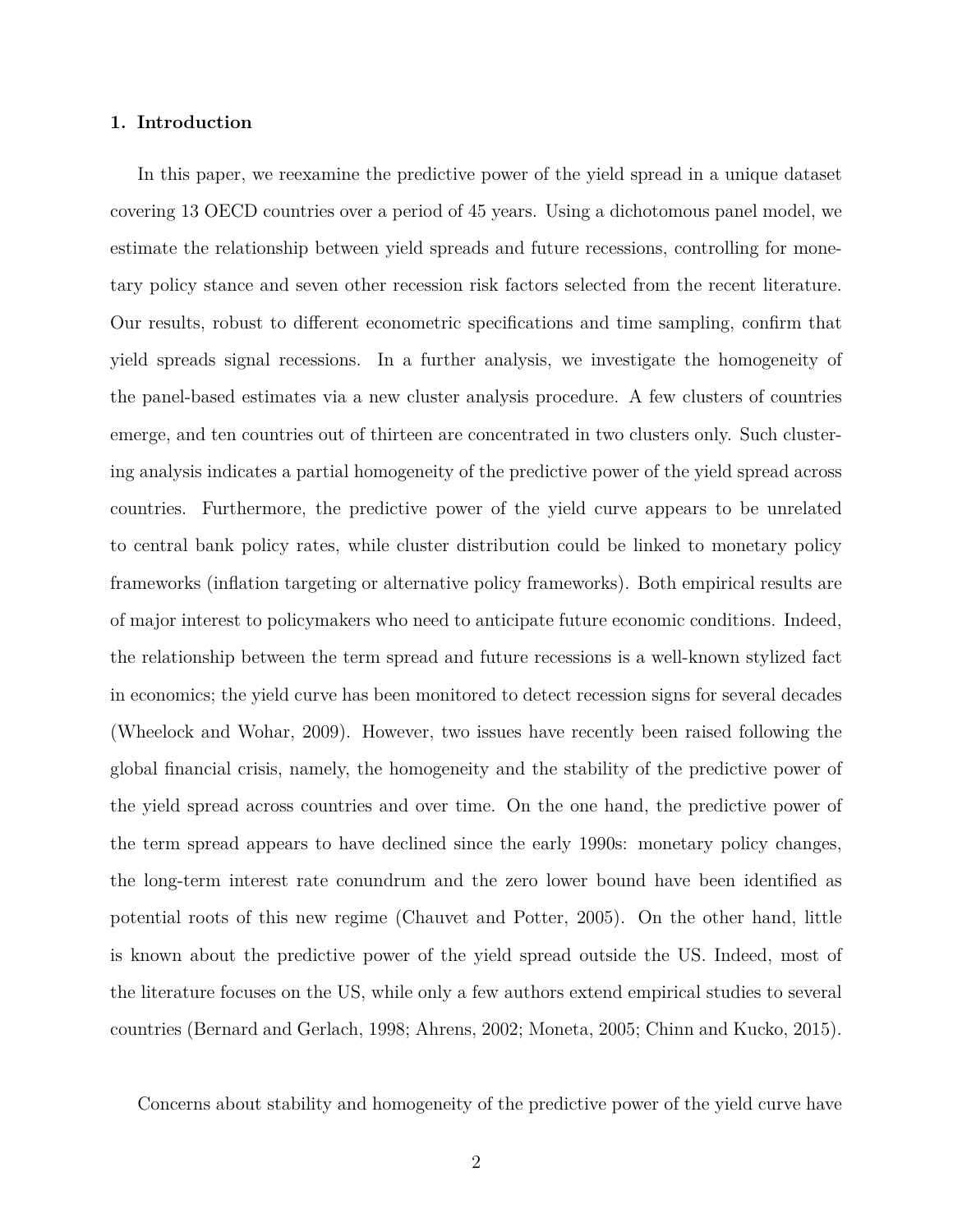## 1. Introduction

In this paper, we reexamine the predictive power of the yield spread in a unique dataset covering 13 OECD countries over a period of 45 years. Using a dichotomous panel model, we estimate the relationship between yield spreads and future recessions, controlling for monetary policy stance and seven other recession risk factors selected from the recent literature. Our results, robust to different econometric specifications and time sampling, confirm that yield spreads signal recessions. In a further analysis, we investigate the homogeneity of the panel-based estimates via a new cluster analysis procedure. A few clusters of countries emerge, and ten countries out of thirteen are concentrated in two clusters only. Such clustering analysis indicates a partial homogeneity of the predictive power of the yield spread across countries. Furthermore, the predictive power of the yield curve appears to be unrelated to central bank policy rates, while cluster distribution could be linked to monetary policy frameworks (inflation targeting or alternative policy frameworks). Both empirical results are of major interest to policymakers who need to anticipate future economic conditions. Indeed, the relationship between the term spread and future recessions is a well-known stylized fact in economics; the yield curve has been monitored to detect recession signs for several decades (Wheelock and Wohar, 2009). However, two issues have recently been raised following the global financial crisis, namely, the homogeneity and the stability of the predictive power of the yield spread across countries and over time. On the one hand, the predictive power of the term spread appears to have declined since the early 1990s: monetary policy changes, the long-term interest rate conundrum and the zero lower bound have been identified as potential roots of this new regime (Chauvet and Potter, 2005). On the other hand, little is known about the predictive power of the yield spread outside the US. Indeed, most of the literature focuses on the US, while only a few authors extend empirical studies to several countries (Bernard and Gerlach, 1998; Ahrens, 2002; Moneta, 2005; Chinn and Kucko, 2015).

Concerns about stability and homogeneity of the predictive power of the yield curve have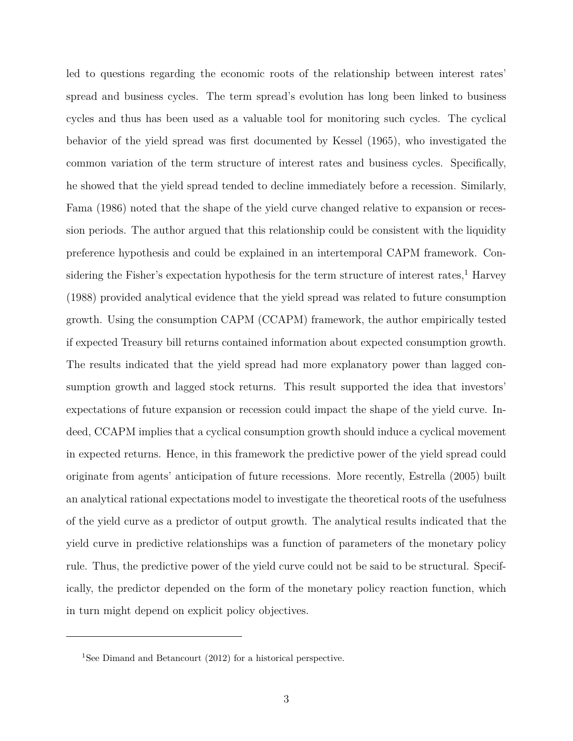led to questions regarding the economic roots of the relationship between interest rates' spread and business cycles. The term spread's evolution has long been linked to business cycles and thus has been used as a valuable tool for monitoring such cycles. The cyclical behavior of the yield spread was first documented by Kessel (1965), who investigated the common variation of the term structure of interest rates and business cycles. Specifically, he showed that the yield spread tended to decline immediately before a recession. Similarly, Fama (1986) noted that the shape of the yield curve changed relative to expansion or recession periods. The author argued that this relationship could be consistent with the liquidity preference hypothesis and could be explained in an intertemporal CAPM framework. Considering the Fisher's expectation hypothesis for the term structure of interest rates,[1] Harvey (1988) provided analytical evidence that the yield spread was related to future consumption growth. Using the consumption CAPM (CCAPM) framework, the author empirically tested if expected Treasury bill returns contained information about expected consumption growth. The results indicated that the yield spread had more explanatory power than lagged consumption growth and lagged stock returns. This result supported the idea that investors' expectations of future expansion or recession could impact the shape of the yield curve. Indeed, CCAPM implies that a cyclical consumption growth should induce a cyclical movement in expected returns. Hence, in this framework the predictive power of the yield spread could originate from agents' anticipation of future recessions. More recently, Estrella (2005) built an analytical rational expectations model to investigate the theoretical roots of the usefulness of the yield curve as a predictor of output growth. The analytical results indicated that the yield curve in predictive relationships was a function of parameters of the monetary policy rule. Thus, the predictive power of the yield curve could not be said to be structural. Specifically, the predictor depended on the form of the monetary policy reaction function, which in turn might depend on explicit policy objectives.

[1] See Dimand and Betancourt (2012) for a historical perspective.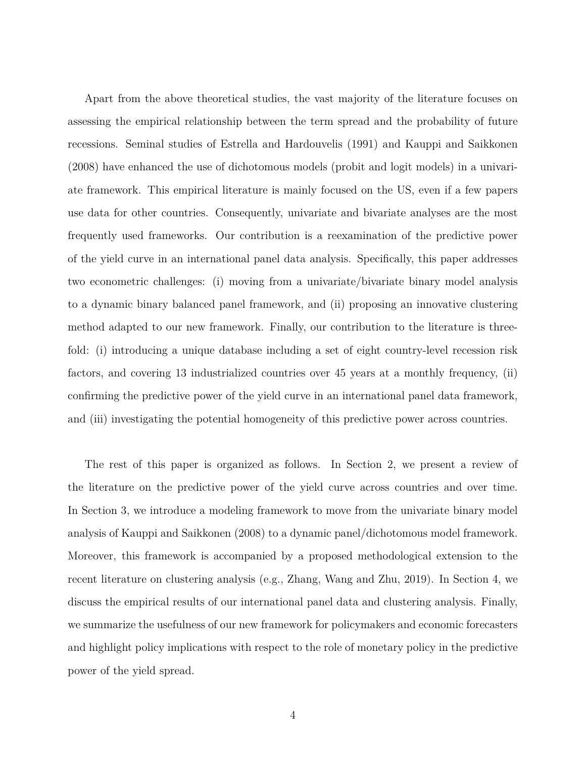Apart from the above theoretical studies, the vast majority of the literature focuses on assessing the empirical relationship between the term spread and the probability of future recessions. Seminal studies of Estrella and Hardouvelis (1991) and Kauppi and Saikkonen (2008) have enhanced the use of dichotomous models (probit and logit models) in a univariate framework. This empirical literature is mainly focused on the US, even if a few papers use data for other countries. Consequently, univariate and bivariate analyses are the most frequently used frameworks. Our contribution is a reexamination of the predictive power of the yield curve in an international panel data analysis. Specifically, this paper addresses two econometric challenges: (i) moving from a univariate/bivariate binary model analysis to a dynamic binary balanced panel framework, and (ii) proposing an innovative clustering method adapted to our new framework. Finally, our contribution to the literature is threefold: (i) introducing a unique database including a set of eight country-level recession risk factors, and covering 13 industrialized countries over 45 years at a monthly frequency, (ii) confirming the predictive power of the yield curve in an international panel data framework, and (iii) investigating the potential homogeneity of this predictive power across countries.

The rest of this paper is organized as follows. In Section 2, we present a review of the literature on the predictive power of the yield curve across countries and over time. In Section 3, we introduce a modeling framework to move from the univariate binary model analysis of Kauppi and Saikkonen (2008) to a dynamic panel/dichotomous model framework. Moreover, this framework is accompanied by a proposed methodological extension to the recent literature on clustering analysis (e.g., Zhang, Wang and Zhu, 2019). In Section 4, we discuss the empirical results of our international panel data and clustering analysis. Finally, we summarize the usefulness of our new framework for policymakers and economic forecasters and highlight policy implications with respect to the role of monetary policy in the predictive power of the yield spread.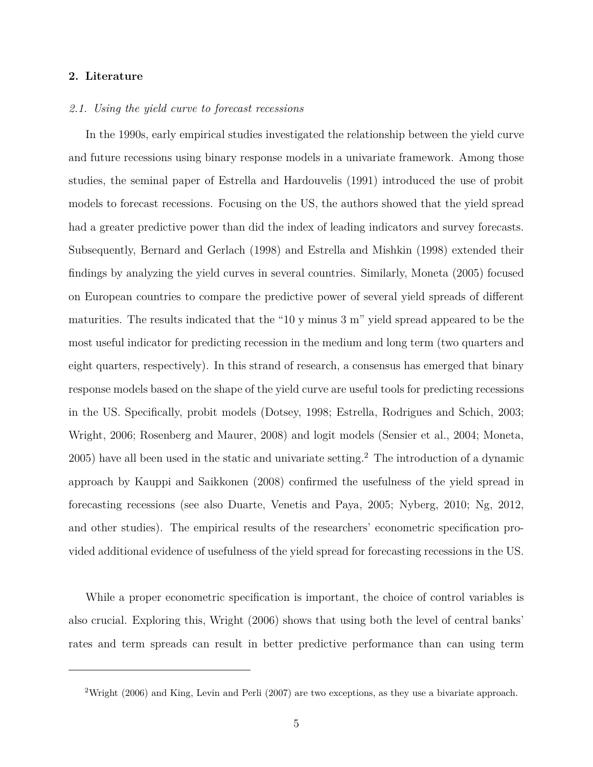## 2. Literature

### *2.1. Using the yield curve to forecast recessions*

In the 1990s, early empirical studies investigated the relationship between the yield curve and future recessions using binary response models in a univariate framework. Among those studies, the seminal paper of Estrella and Hardouvelis (1991) introduced the use of probit models to forecast recessions. Focusing on the US, the authors showed that the yield spread had a greater predictive power than did the index of leading indicators and survey forecasts. Subsequently, Bernard and Gerlach (1998) and Estrella and Mishkin (1998) extended their findings by analyzing the yield curves in several countries. Similarly, Moneta (2005) focused on European countries to compare the predictive power of several yield spreads of different maturities. The results indicated that the "10 y minus 3 m" yield spread appeared to be the most useful indicator for predicting recession in the medium and long term (two quarters and eight quarters, respectively). In this strand of research, a consensus has emerged that binary response models based on the shape of the yield curve are useful tools for predicting recessions in the US. Specifically, probit models (Dotsey, 1998; Estrella, Rodrigues and Schich, 2003; Wright, 2006; Rosenberg and Maurer, 2008) and logit models (Sensier et al., 2004; Moneta, 2005) have all been used in the static and univariate setting.[2] The introduction of a dynamic approach by Kauppi and Saikkonen (2008) confirmed the usefulness of the yield spread in forecasting recessions (see also Duarte, Venetis and Paya, 2005; Nyberg, 2010; Ng, 2012, and other studies). The empirical results of the researchers' econometric specification provided additional evidence of usefulness of the yield spread for forecasting recessions in the US.

While a proper econometric specification is important, the choice of control variables is also crucial. Exploring this, Wright (2006) shows that using both the level of central banks' rates and term spreads can result in better predictive performance than can using term

---

[2] Wright (2006) and King, Levin and Perli (2007) are two exceptions, as they use a bivariate approach.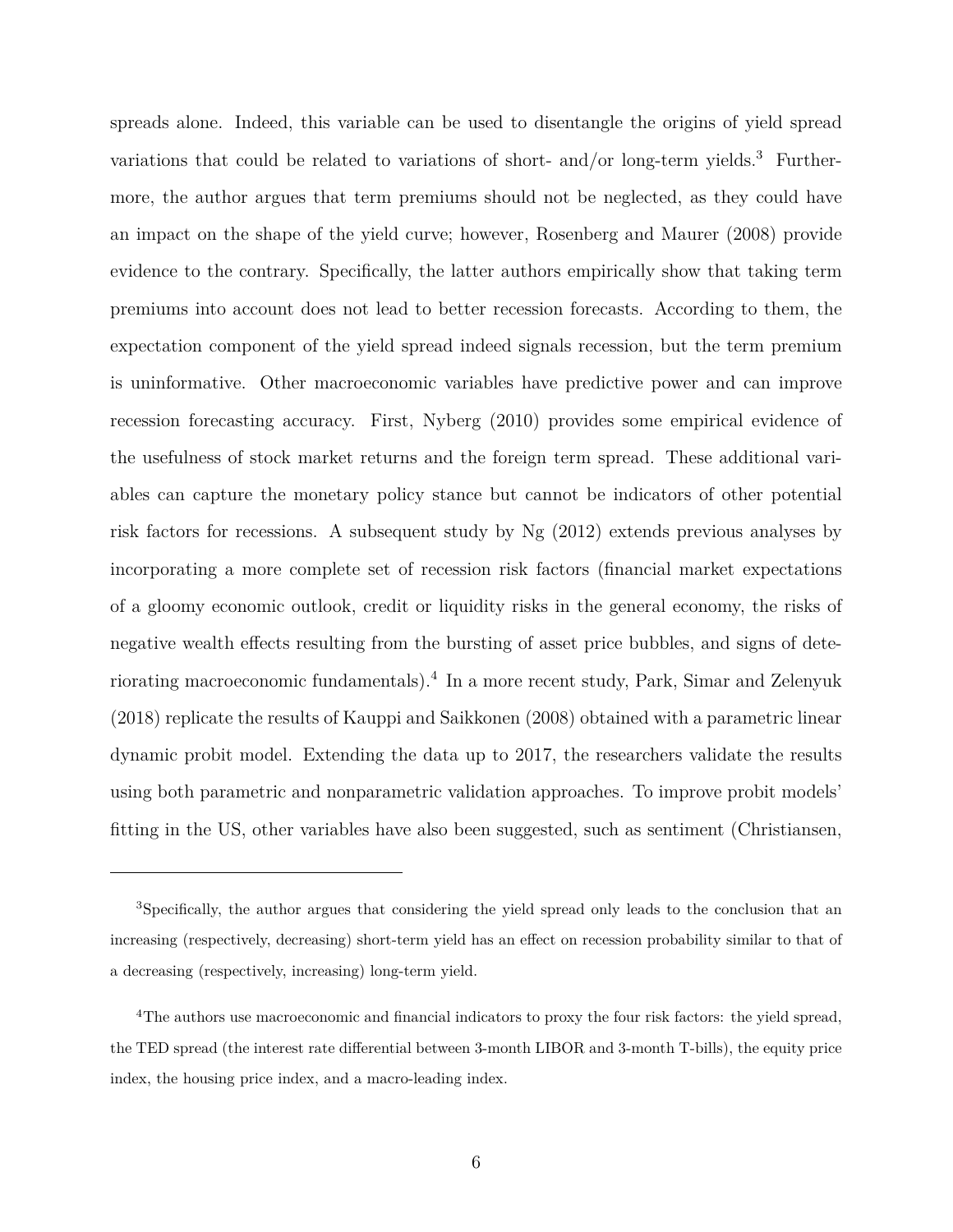spreads alone. Indeed, this variable can be used to disentangle the origins of yield spread variations that could be related to variations of short- and/or long-term yields.[3] Furthermore, the author argues that term premiums should not be neglected, as they could have an impact on the shape of the yield curve; however, Rosenberg and Maurer (2008) provide evidence to the contrary. Specifically, the latter authors empirically show that taking term premiums into account does not lead to better recession forecasts. According to them, the expectation component of the yield spread indeed signals recession, but the term premium is uninformative. Other macroeconomic variables have predictive power and can improve recession forecasting accuracy. First, Nyberg (2010) provides some empirical evidence of the usefulness of stock market returns and the foreign term spread. These additional variables can capture the monetary policy stance but cannot be indicators of other potential risk factors for recessions. A subsequent study by Ng (2012) extends previous analyses by incorporating a more complete set of recession risk factors (financial market expectations of a gloomy economic outlook, credit or liquidity risks in the general economy, the risks of negative wealth effects resulting from the bursting of asset price bubbles, and signs of deteriorating macroeconomic fundamentals).[4] In a more recent study, Park, Simar and Zelenyuk (2018) replicate the results of Kauppi and Saikkonen (2008) obtained with a parametric linear dynamic probit model. Extending the data up to 2017, the researchers validate the results using both parametric and nonparametric validation approaches. To improve probit models' fitting in the US, other variables have also been suggested, such as sentiment (Christiansen,

---

[3] Specifically, the author argues that considering the yield spread only leads to the conclusion that an increasing (respectively, decreasing) short-term yield has an effect on recession probability similar to that of a decreasing (respectively, increasing) long-term yield.

[4] The authors use macroeconomic and financial indicators to proxy the four risk factors: the yield spread, the TED spread (the interest rate differential between 3-month LIBOR and 3-month T-bills), the equity price index, the housing price index, and a macro-leading index.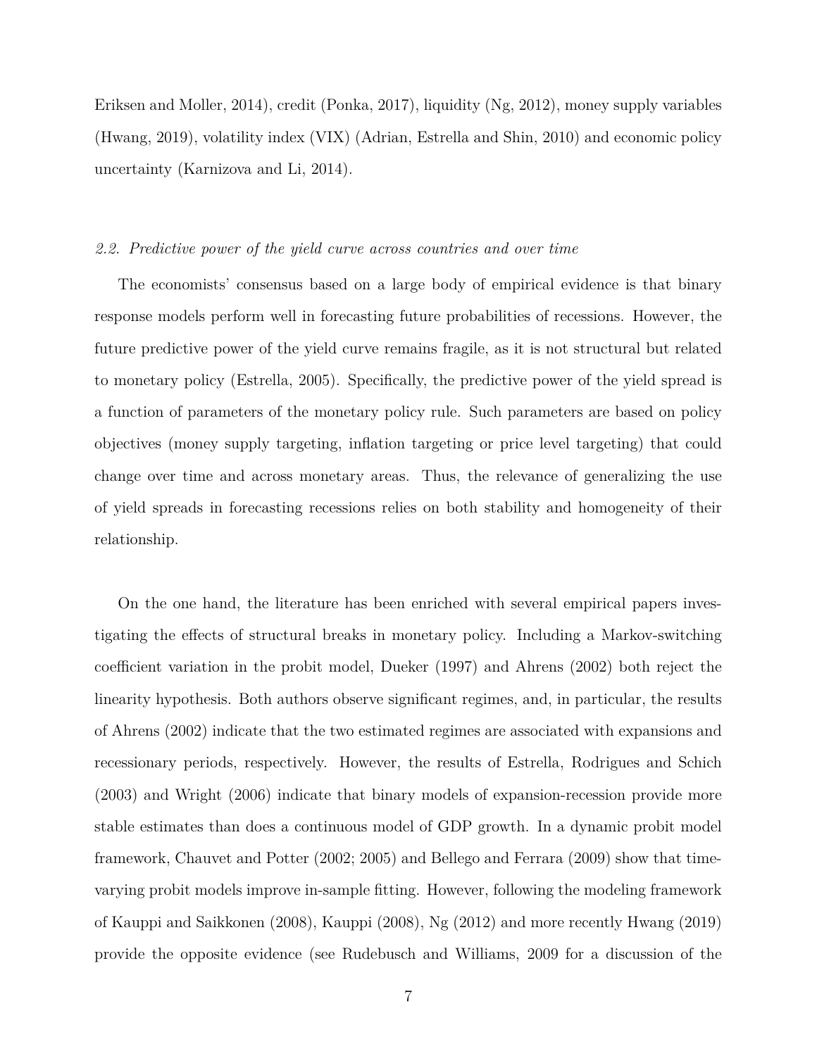Eriksen and Moller, 2014), credit (Ponka, 2017), liquidity (Ng, 2012), money supply variables (Hwang, 2019), volatility index (VIX) (Adrian, Estrella and Shin, 2010) and economic policy uncertainty (Karnizova and Li, 2014).

### *2.2. Predictive power of the yield curve across countries and over time*

The economists' consensus based on a large body of empirical evidence is that binary response models perform well in forecasting future probabilities of recessions. However, the future predictive power of the yield curve remains fragile, as it is not structural but related to monetary policy (Estrella, 2005). Specifically, the predictive power of the yield spread is a function of parameters of the monetary policy rule. Such parameters are based on policy objectives (money supply targeting, inflation targeting or price level targeting) that could change over time and across monetary areas. Thus, the relevance of generalizing the use of yield spreads in forecasting recessions relies on both stability and homogeneity of their relationship.

On the one hand, the literature has been enriched with several empirical papers investigating the effects of structural breaks in monetary policy. Including a Markov-switching coefficient variation in the probit model, Dueker (1997) and Ahrens (2002) both reject the linearity hypothesis. Both authors observe significant regimes, and, in particular, the results of Ahrens (2002) indicate that the two estimated regimes are associated with expansions and recessionary periods, respectively. However, the results of Estrella, Rodrigues and Schich (2003) and Wright (2006) indicate that binary models of expansion-recession provide more stable estimates than does a continuous model of GDP growth. In a dynamic probit model framework, Chauvet and Potter (2002; 2005) and Bellego and Ferrara (2009) show that time-varying probit models improve in-sample fitting. However, following the modeling framework of Kauppi and Saikkonen (2008), Kauppi (2008), Ng (2012) and more recently Hwang (2019) provide the opposite evidence (see Rudebusch and Williams, 2009 for a discussion of the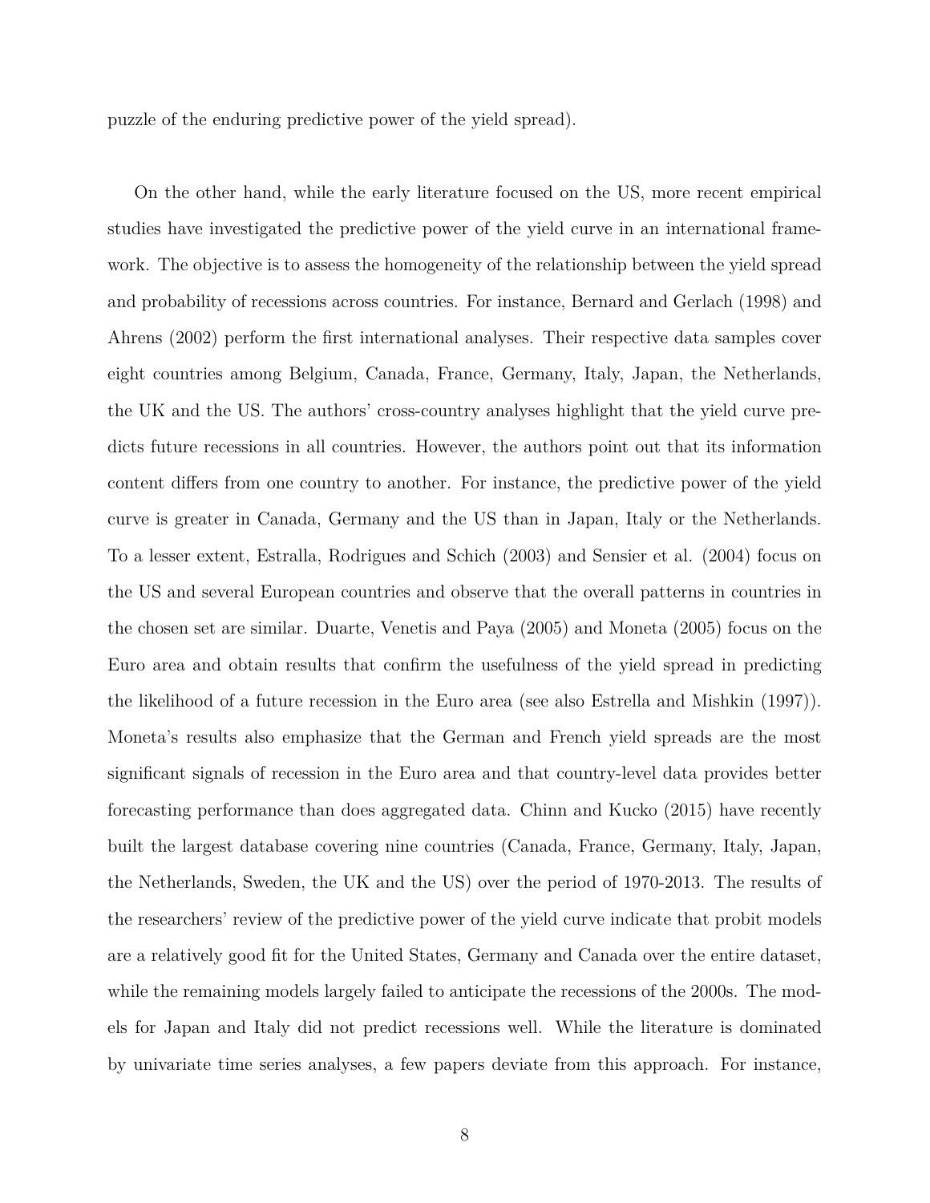puzzle of the enduring predictive power of the yield spread).

On the other hand, while the early literature focused on the US, more recent empirical studies have investigated the predictive power of the yield curve in an international framework. The objective is to assess the homogeneity of the relationship between the yield spread and probability of recessions across countries. For instance, Bernard and Gerlach (1998) and Ahrens (2002) perform the first international analyses. Their respective data samples cover eight countries among Belgium, Canada, France, Germany, Italy, Japan, the Netherlands, the UK and the US. The authors' cross-country analyses highlight that the yield curve predicts future recessions in all countries. However, the authors point out that its information content differs from one country to another. For instance, the predictive power of the yield curve is greater in Canada, Germany and the US than in Japan, Italy or the Netherlands. To a lesser extent, Estralla, Rodrigues and Schich (2003) and Sensier et al. (2004) focus on the US and several European countries and observe that the overall patterns in countries in the chosen set are similar. Duarte, Venetis and Paya (2005) and Moneta (2005) focus on the Euro area and obtain results that confirm the usefulness of the yield spread in predicting the likelihood of a future recession in the Euro area (see also Estrella and Mishkin (1997)). Moneta's results also emphasize that the German and French yield spreads are the most significant signals of recession in the Euro area and that country-level data provides better forecasting performance than does aggregated data. Chinn and Kucko (2015) have recently built the largest database covering nine countries (Canada, France, Germany, Italy, Japan, the Netherlands, Sweden, the UK and the US) over the period of 1970-2013. The results of the researchers' review of the predictive power of the yield curve indicate that probit models are a relatively good fit for the United States, Germany and Canada over the entire dataset, while the remaining models largely failed to anticipate the recessions of the 2000s. The models for Japan and Italy did not predict recessions well. While the literature is dominated by univariate time series analyses, a few papers deviate from this approach. For instance,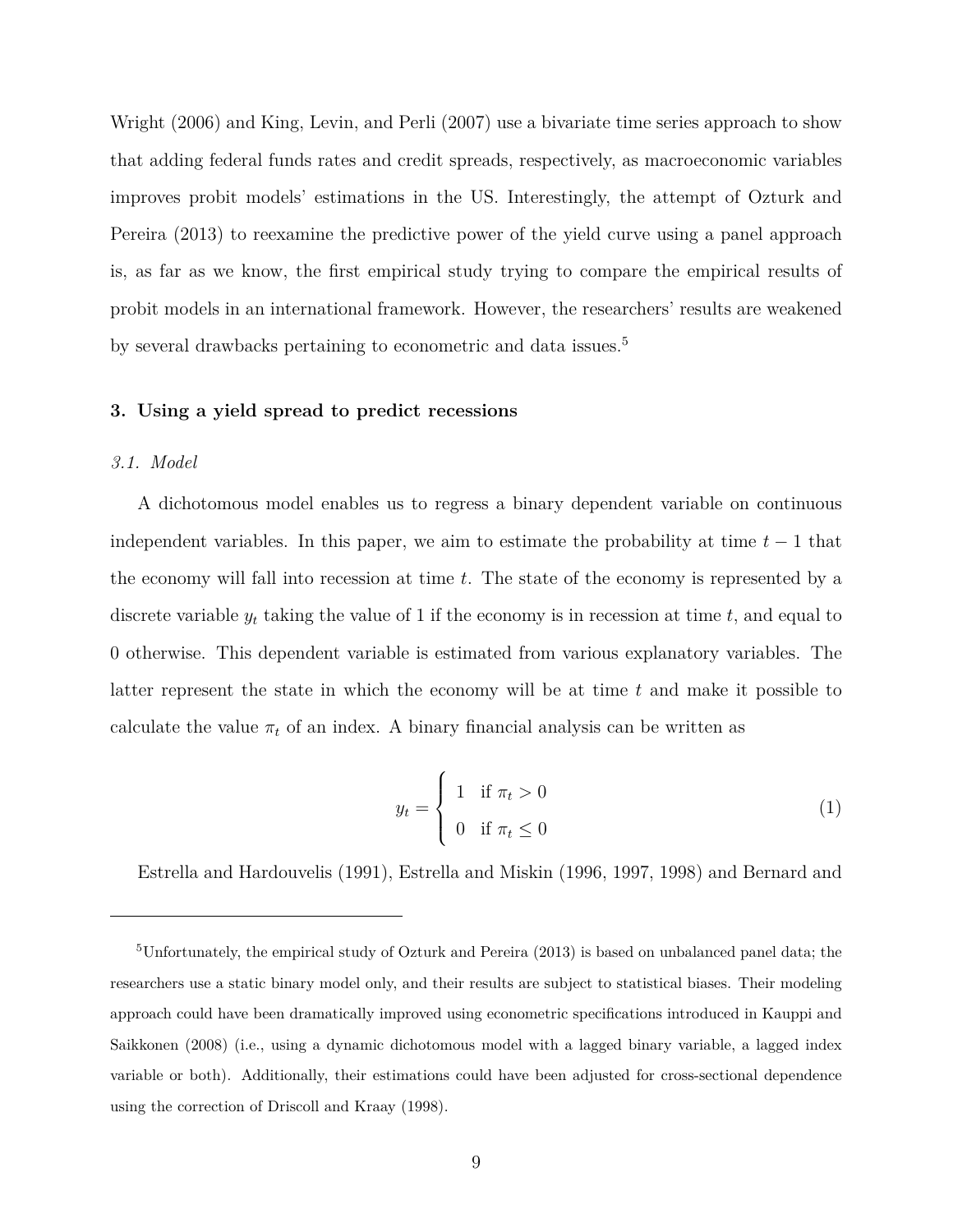Wright (2006) and King, Levin, and Perli (2007) use a bivariate time series approach to show that adding federal funds rates and credit spreads, respectively, as macroeconomic variables improves probit models' estimations in the US. Interestingly, the attempt of Ozturk and Pereira (2013) to reexamine the predictive power of the yield curve using a panel approach is, as far as we know, the first empirical study trying to compare the empirical results of probit models in an international framework. However, the researchers' results are weakened by several drawbacks pertaining to econometric and data issues.[5]

### 3. Using a yield spread to predict recessions

#### *3.1. Model*

A dichotomous model enables us to regress a binary dependent variable on continuous independent variables. In this paper, we aim to estimate the probability at time $t-1$ that the economy will fall into recession at time $t$. The state of the economy is represented by a discrete variable $y_t$ taking the value of 1 if the economy is in recession at time $t$, and equal to 0 otherwise. This dependent variable is estimated from various explanatory variables. The latter represent the state in which the economy will be at time $t$ and make it possible to calculate the value $\pi_t$ of an index. A binary financial analysis can be written as

$$y_t = \begin{cases} 1 & \text{if } \pi_t > 0 \\ 0 & \text{if } \pi_t \leq 0 \end{cases} \tag{1}$$

Estrella and Hardouvelis (1991), Estrella and Miskin (1996, 1997, 1998) and Bernard and

---

[5] Unfortunately, the empirical study of Ozturk and Pereira (2013) is based on unbalanced panel data; the researchers use a static binary model only, and their results are subject to statistical biases. Their modeling approach could have been dramatically improved using econometric specifications introduced in Kauppi and Saikkonen (2008) (i.e., using a dynamic dichotomous model with a lagged binary variable, a lagged index variable or both). Additionally, their estimations could have been adjusted for cross-sectional dependence using the correction of Driscoll and Kraay (1998).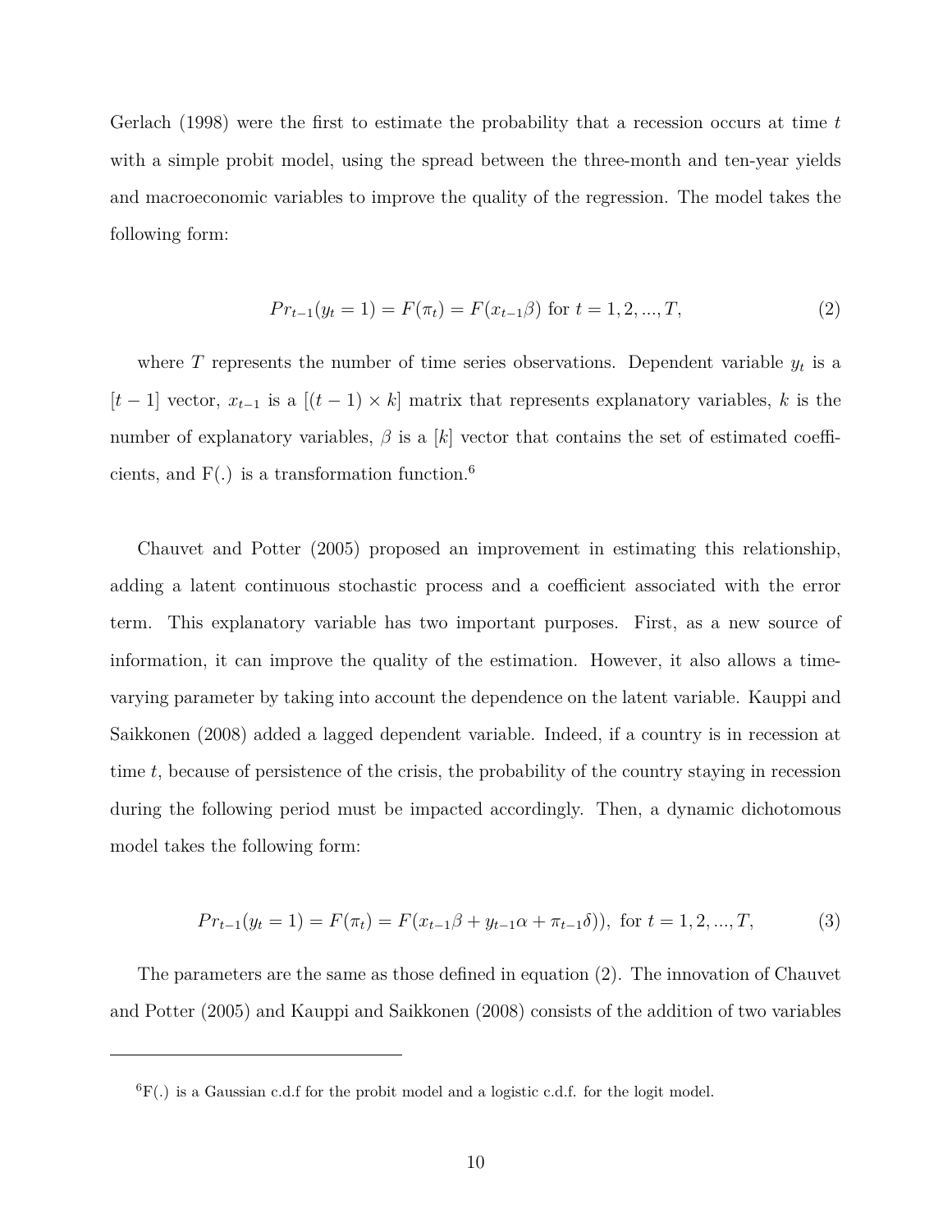Gerlach (1998) were the first to estimate the probability that a recession occurs at time $t$ with a simple probit model, using the spread between the three-month and ten-year yields and macroeconomic variables to improve the quality of the regression. The model takes the following form:

$$Pr_{t-1}(y_t = 1) = F(\pi_t) = F(x_{t-1}\beta) \text{ for } t = 1, 2, ..., T, \tag{2}$$

where $T$ represents the number of time series observations. Dependent variable $y_t$ is a $[t-1]$ vector, $x_{t-1}$ is a $[(t-1) \times k]$ matrix that represents explanatory variables, $k$ is the number of explanatory variables, $\beta$ is a $[k]$ vector that contains the set of estimated coefficients, and F(.) is a transformation function.[6]

Chauvet and Potter (2005) proposed an improvement in estimating this relationship, adding a latent continuous stochastic process and a coefficient associated with the error term. This explanatory variable has two important purposes. First, as a new source of information, it can improve the quality of the estimation. However, it also allows a time-varying parameter by taking into account the dependence on the latent variable. Kauppi and Saikkonen (2008) added a lagged dependent variable. Indeed, if a country is in recession at time $t$, because of persistence of the crisis, the probability of the country staying in recession during the following period must be impacted accordingly. Then, a dynamic dichotomous model takes the following form:

$$Pr_{t-1}(y_t = 1) = F(\pi_t) = F(x_{t-1}\beta + y_{t-1}\alpha + \pi_{t-1}\delta)), \text{ for } t = 1, 2, ..., T, \tag{3}$$

The parameters are the same as those defined in equation (2). The innovation of Chauvet and Potter (2005) and Kauppi and Saikkonen (2008) consists of the addition of two variables

---

[6] F(.) is a Gaussian c.d.f for the probit model and a logistic c.d.f. for the logit model.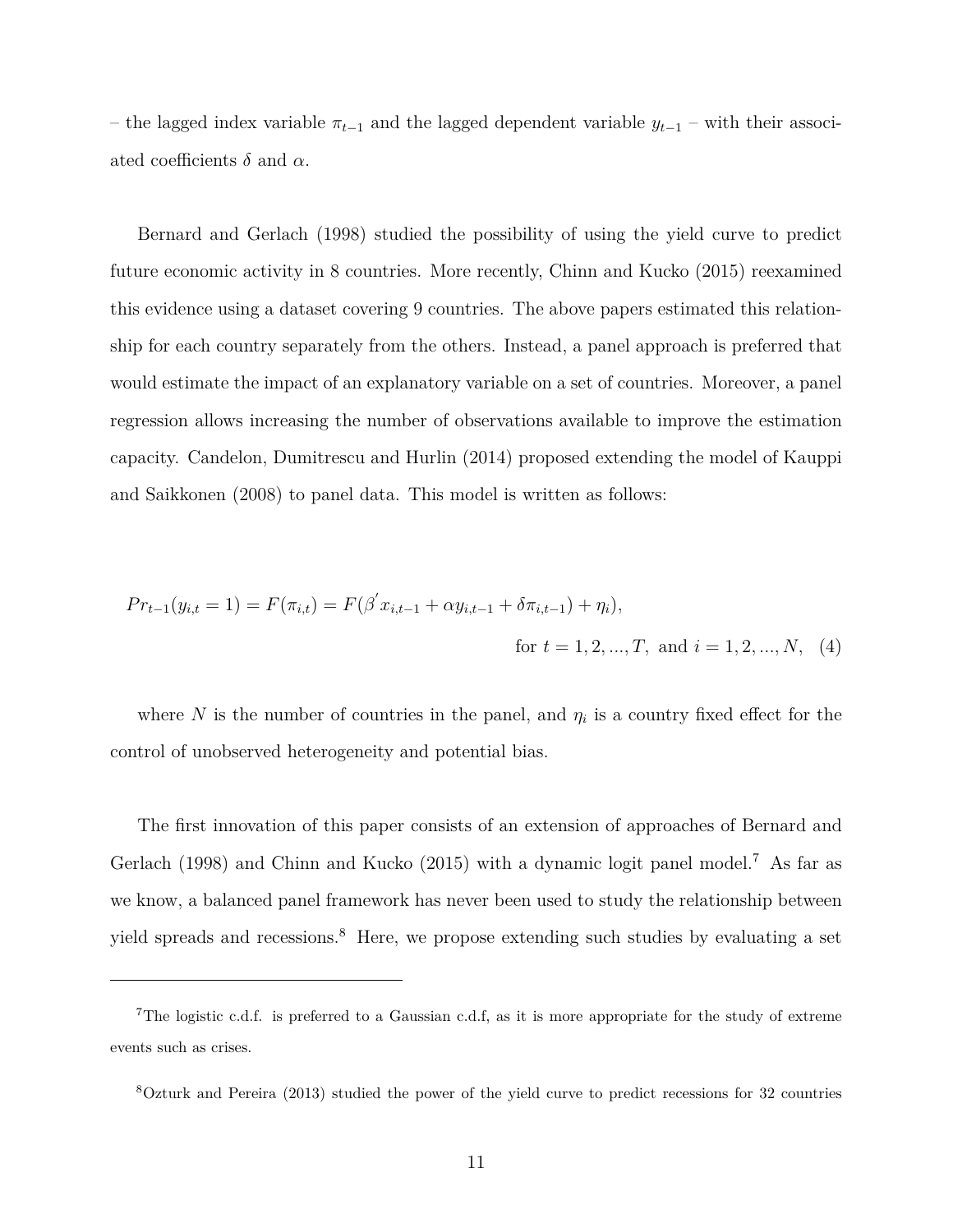– the lagged index variable $\pi_{t-1}$ and the lagged dependent variable $y_{t-1}$ – with their associated coefficients $\delta$ and $\alpha$.

Bernard and Gerlach (1998) studied the possibility of using the yield curve to predict future economic activity in 8 countries. More recently, Chinn and Kucko (2015) reexamined this evidence using a dataset covering 9 countries. The above papers estimated this relationship for each country separately from the others. Instead, a panel approach is preferred that would estimate the impact of an explanatory variable on a set of countries. Moreover, a panel regression allows increasing the number of observations available to improve the estimation capacity. Candelon, Dumitrescu and Hurlin (2014) proposed extending the model of Kauppi and Saikkonen (2008) to panel data. This model is written as follows:

$$Pr_{t-1}(y_{i,t} = 1) = F(\pi_{i,t}) = F(\beta^{'} x_{i,t-1} + \alpha y_{i,t-1} + \delta \pi_{i,t-1}) + \eta_i),$$

$$\text{for } t = 1, 2, ..., T, \text{ and } i = 1, 2, ..., N, \quad (4)$$

where $N$ is the number of countries in the panel, and $\eta_i$ is a country fixed effect for the control of unobserved heterogeneity and potential bias.

The first innovation of this paper consists of an extension of approaches of Bernard and Gerlach (1998) and Chinn and Kucko (2015) with a dynamic logit panel model.[7] As far as we know, a balanced panel framework has never been used to study the relationship between yield spreads and recessions.[8] Here, we propose extending such studies by evaluating a set

[7]The logistic c.d.f. is preferred to a Gaussian c.d.f, as it is more appropriate for the study of extreme events such as crises.

[8]Ozturk and Pereira (2013) studied the power of the yield curve to predict recessions for 32 countries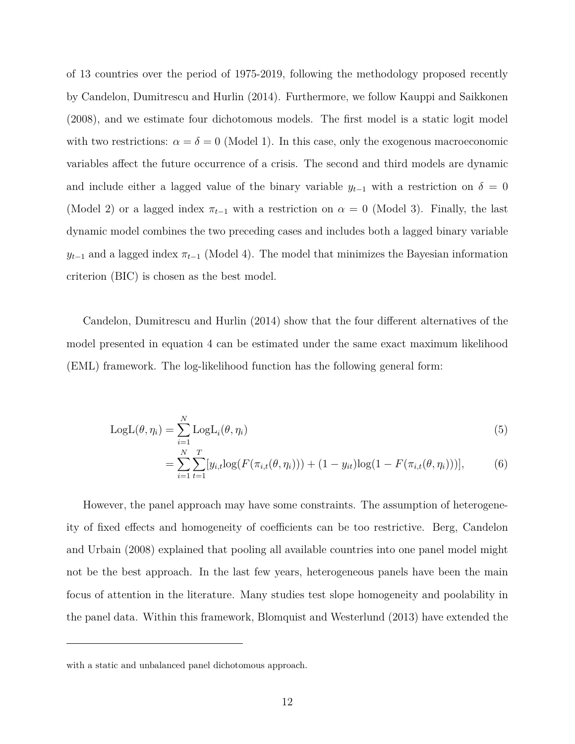of 13 countries over the period of 1975-2019, following the methodology proposed recently by Candelon, Dumitrescu and Hurlin (2014). Furthermore, we follow Kauppi and Saikkonen (2008), and we estimate four dichotomous models. The first model is a static logit model with two restrictions: $\alpha = \delta = 0$ (Model 1). In this case, only the exogenous macroeconomic variables affect the future occurrence of a crisis. The second and third models are dynamic and include either a lagged value of the binary variable $y_{t-1}$ with a restriction on $\delta = 0$ (Model 2) or a lagged index $\pi_{t-1}$ with a restriction on $\alpha = 0$ (Model 3). Finally, the last dynamic model combines the two preceding cases and includes both a lagged binary variable $y_{t-1}$ and a lagged index $\pi_{t-1}$ (Model 4). The model that minimizes the Bayesian information criterion (BIC) is chosen as the best model.

Candelon, Dumitrescu and Hurlin (2014) show that the four different alternatives of the model presented in equation 4 can be estimated under the same exact maximum likelihood (EML) framework. The log-likelihood function has the following general form:

$$\text{LogL}(\theta, \eta_i) = \sum_{i=1}^{N} \text{LogL}_i(\theta, \eta_i) \tag{5}$$

$$= \sum_{i=1}^{N} \sum_{t=1}^{T} [y_{i,t} \log(F(\pi_{i,t}(\theta, \eta_i))) + (1 - y_{it}) \log(1 - F(\pi_{i,t}(\theta, \eta_i)))], \tag{6}$$

However, the panel approach may have some constraints. The assumption of heterogeneity of fixed effects and homogeneity of coefficients can be too restrictive. Berg, Candelon and Urbain (2008) explained that pooling all available countries into one panel model might not be the best approach. In the last few years, heterogeneous panels have been the main focus of attention in the literature. Many studies test slope homogeneity and poolability in the panel data. Within this framework, Blomquist and Westerlund (2013) have extended the

with a static and unbalanced panel dichotomous approach.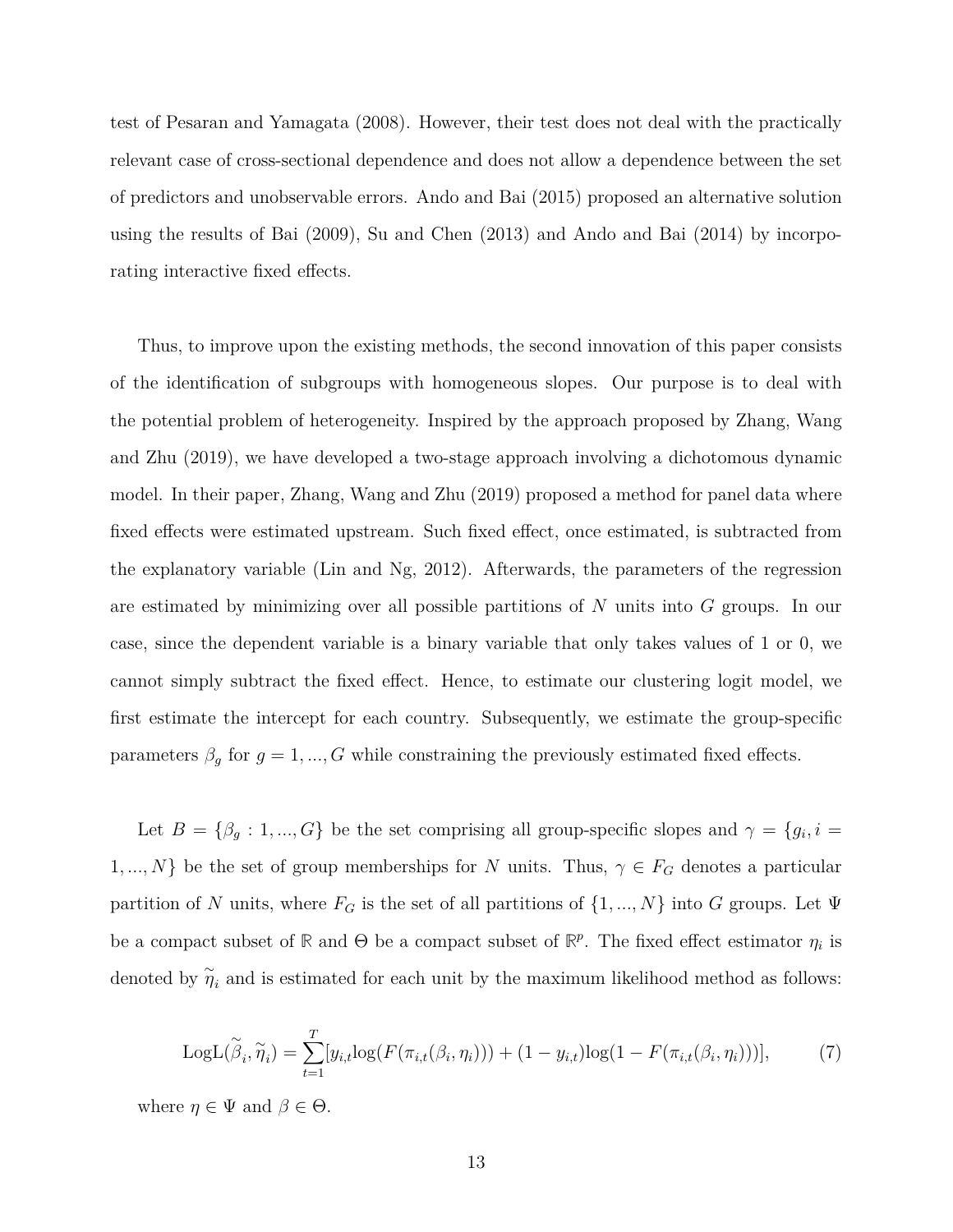test of Pesaran and Yamagata (2008). However, their test does not deal with the practically relevant case of cross-sectional dependence and does not allow a dependence between the set of predictors and unobservable errors. Ando and Bai (2015) proposed an alternative solution using the results of Bai (2009), Su and Chen (2013) and Ando and Bai (2014) by incorporating interactive fixed effects.

Thus, to improve upon the existing methods, the second innovation of this paper consists of the identification of subgroups with homogeneous slopes. Our purpose is to deal with the potential problem of heterogeneity. Inspired by the approach proposed by Zhang, Wang and Zhu (2019), we have developed a two-stage approach involving a dichotomous dynamic model. In their paper, Zhang, Wang and Zhu (2019) proposed a method for panel data where fixed effects were estimated upstream. Such fixed effect, once estimated, is subtracted from the explanatory variable (Lin and Ng, 2012). Afterwards, the parameters of the regression are estimated by minimizing over all possible partitions of $N$ units into $G$ groups. In our case, since the dependent variable is a binary variable that only takes values of 1 or 0, we cannot simply subtract the fixed effect. Hence, to estimate our clustering logit model, we first estimate the intercept for each country. Subsequently, we estimate the group-specific parameters $\beta_g$ for $g = 1, ..., G$ while constraining the previously estimated fixed effects.

Let $B = \{\beta_g : 1, ..., G\}$ be the set comprising all group-specific slopes and $\gamma = \{g_i, i = 1, ..., N\}$ be the set of group memberships for $N$ units. Thus, $\gamma \in F_G$ denotes a particular partition of $N$ units, where $F_G$ is the set of all partitions of $\{1, ..., N\}$ into $G$ groups. Let $\Psi$ be a compact subset of $\mathbb{R}$ and $\Theta$ be a compact subset of $\mathbb{R}^p$. The fixed effect estimator $\eta_i$ is denoted by $\widetilde{\eta}_i$ and is estimated for each unit by the maximum likelihood method as follows:

$$\text{LogL}(\widetilde{\beta}_i, \widetilde{\eta}_i) = \sum_{t=1}^{T} [y_{i,t} \log(F(\pi_{i,t}(\beta_i, \eta_i))) + (1 - y_{i,t}) \log(1 - F(\pi_{i,t}(\beta_i, \eta_i)))], \tag{7}$$

where $\eta \in \Psi$ and $\beta \in \Theta$.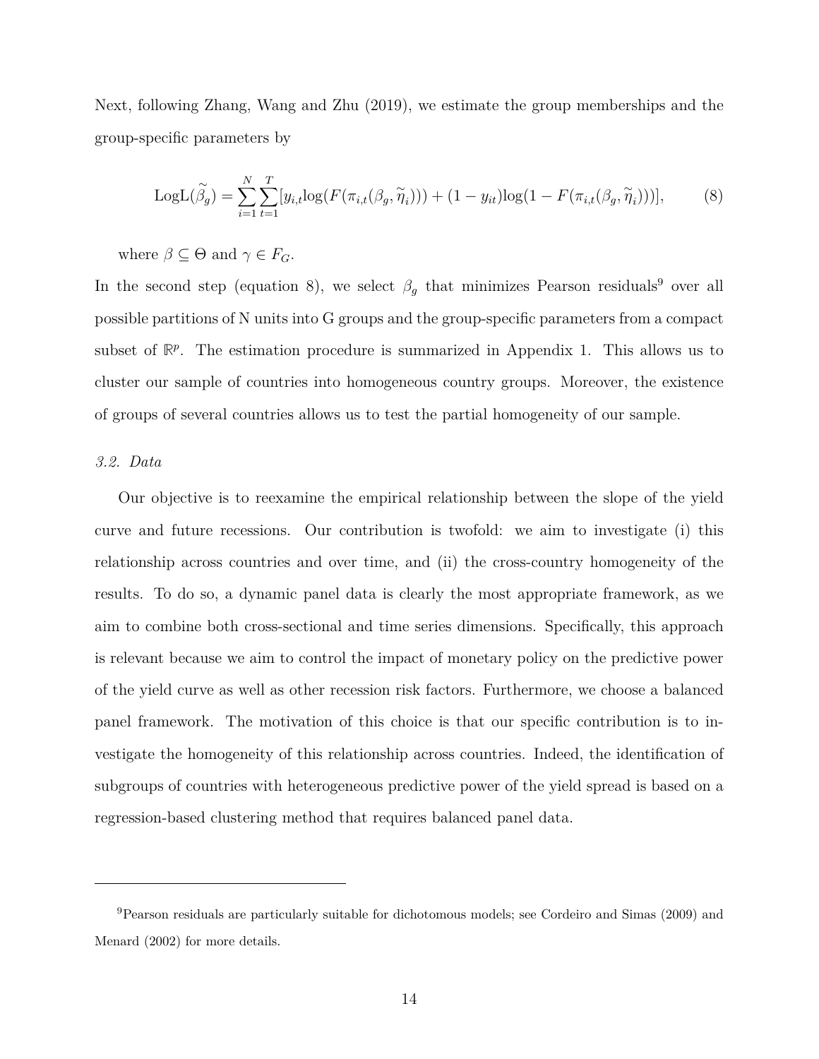Next, following Zhang, Wang and Zhu (2019), we estimate the group memberships and the group-specific parameters by

$$\text{LogL}(\widetilde{\beta_g}) = \sum_{i=1}^{N}\sum_{t=1}^{T}[y_{i,t}\log(F(\pi_{i,t}(\beta_g, \widetilde{\eta}_i))) + (1-y_{it})\log(1-F(\pi_{i,t}(\beta_g, \widetilde{\eta}_i)))], \tag{8}$$

where $\beta \subseteq \Theta$ and $\gamma \in F_G$.

In the second step (equation 8), we select $\beta_g$ that minimizes Pearson residuals[9] over all possible partitions of N units into G groups and the group-specific parameters from a compact subset of $\mathbb{R}^p$. The estimation procedure is summarized in Appendix 1. This allows us to cluster our sample of countries into homogeneous country groups. Moreover, the existence of groups of several countries allows us to test the partial homogeneity of our sample.

### *3.2. Data*

Our objective is to reexamine the empirical relationship between the slope of the yield curve and future recessions. Our contribution is twofold: we aim to investigate (i) this relationship across countries and over time, and (ii) the cross-country homogeneity of the results. To do so, a dynamic panel data is clearly the most appropriate framework, as we aim to combine both cross-sectional and time series dimensions. Specifically, this approach is relevant because we aim to control the impact of monetary policy on the predictive power of the yield curve as well as other recession risk factors. Furthermore, we choose a balanced panel framework. The motivation of this choice is that our specific contribution is to investigate the homogeneity of this relationship across countries. Indeed, the identification of subgroups of countries with heterogeneous predictive power of the yield spread is based on a regression-based clustering method that requires balanced panel data.

[9]Pearson residuals are particularly suitable for dichotomous models; see Cordeiro and Simas (2009) and Menard (2002) for more details.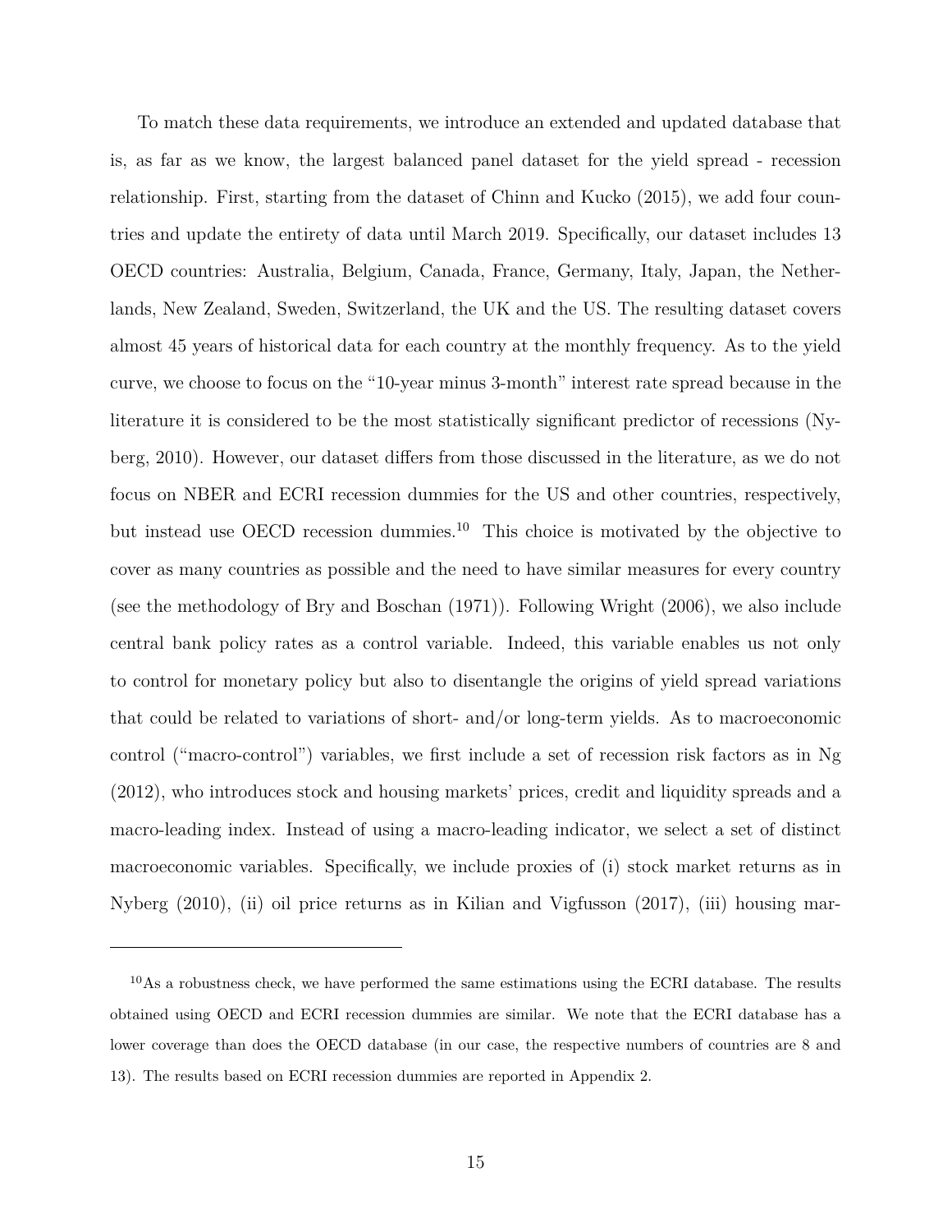To match these data requirements, we introduce an extended and updated database that is, as far as we know, the largest balanced panel dataset for the yield spread - recession relationship. First, starting from the dataset of Chinn and Kucko (2015), we add four countries and update the entirety of data until March 2019. Specifically, our dataset includes 13 OECD countries: Australia, Belgium, Canada, France, Germany, Italy, Japan, the Netherlands, New Zealand, Sweden, Switzerland, the UK and the US. The resulting dataset covers almost 45 years of historical data for each country at the monthly frequency. As to the yield curve, we choose to focus on the "10-year minus 3-month" interest rate spread because in the literature it is considered to be the most statistically significant predictor of recessions (Nyberg, 2010). However, our dataset differs from those discussed in the literature, as we do not focus on NBER and ECRI recession dummies for the US and other countries, respectively, but instead use OECD recession dummies.[10] This choice is motivated by the objective to cover as many countries as possible and the need to have similar measures for every country (see the methodology of Bry and Boschan (1971)). Following Wright (2006), we also include central bank policy rates as a control variable. Indeed, this variable enables us not only to control for monetary policy but also to disentangle the origins of yield spread variations that could be related to variations of short- and/or long-term yields. As to macroeconomic control ("macro-control") variables, we first include a set of recession risk factors as in Ng (2012), who introduces stock and housing markets' prices, credit and liquidity spreads and a macro-leading index. Instead of using a macro-leading indicator, we select a set of distinct macroeconomic variables. Specifically, we include proxies of (i) stock market returns as in Nyberg (2010), (ii) oil price returns as in Kilian and Vigfusson (2017), (iii) housing mar-

[10] As a robustness check, we have performed the same estimations using the ECRI database. The results obtained using OECD and ECRI recession dummies are similar. We note that the ECRI database has a lower coverage than does the OECD database (in our case, the respective numbers of countries are 8 and 13). The results based on ECRI recession dummies are reported in Appendix 2.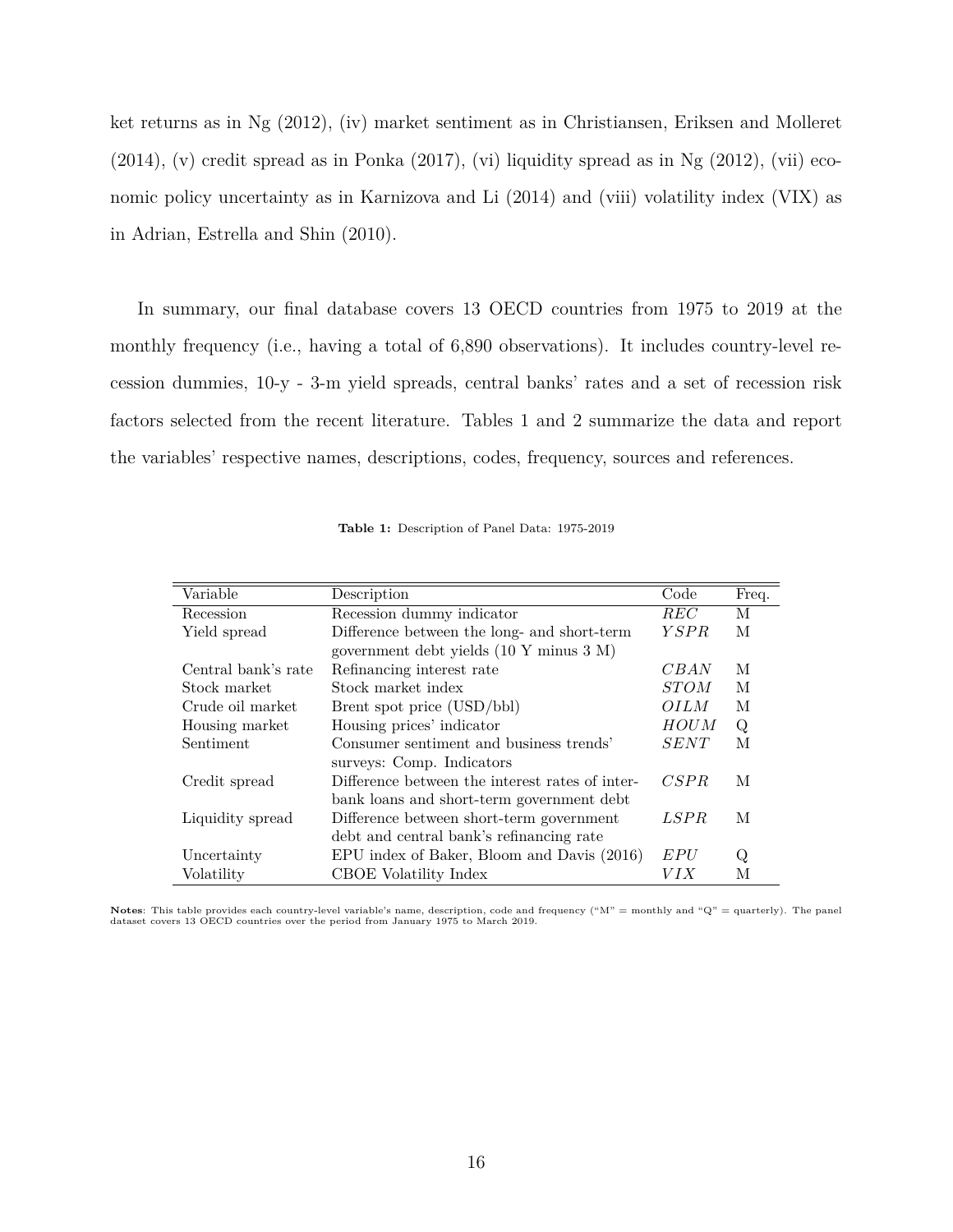ket returns as in Ng (2012), (iv) market sentiment as in Christiansen, Eriksen and Molleret (2014), (v) credit spread as in Ponka (2017), (vi) liquidity spread as in Ng (2012), (vii) economic policy uncertainty as in Karnizova and Li (2014) and (viii) volatility index (VIX) as in Adrian, Estrella and Shin (2010).

In summary, our final database covers 13 OECD countries from 1975 to 2019 at the monthly frequency (i.e., having a total of 6,890 observations). It includes country-level recession dummies, 10-y - 3-m yield spreads, central banks' rates and a set of recession risk factors selected from the recent literature. Tables 1 and 2 summarize the data and report the variables' respective names, descriptions, codes, frequency, sources and references.

**Table 1:** Description of Panel Data: 1975-2019

| Variable | Description | Code | Freq. |
|---|---|---|---|
| Recession | Recession dummy indicator | $REC$ | M |
| Yield spread | Difference between the long- and short-term government debt yields (10 Y minus 3 M) | $YSPR$ | M |
| Central bank's rate | Refinancing interest rate | $CBAN$ | M |
| Stock market | Stock market index | $STOM$ | M |
| Crude oil market | Brent spot price (USD/bbl) | $OILM$ | M |
| Housing market | Housing prices' indicator | $HOUM$ | Q |
| Sentiment | Consumer sentiment and business trends' surveys: Comp. Indicators | $SENT$ | M |
| Credit spread | Difference between the interest rates of interbank loans and short-term government debt | $CSPR$ | M |
| Liquidity spread | Difference between short-term government debt and central bank's refinancing rate | $LSPR$ | M |
| Uncertainty | EPU index of Baker, Bloom and Davis (2016) | $EPU$ | Q |
| Volatility | CBOE Volatility Index | $VIX$ | M |

**Notes**: This table provides each country-level variable's name, description, code and frequency ("M" = monthly and "Q" = quarterly). The panel dataset covers 13 OECD countries over the period from January 1975 to March 2019.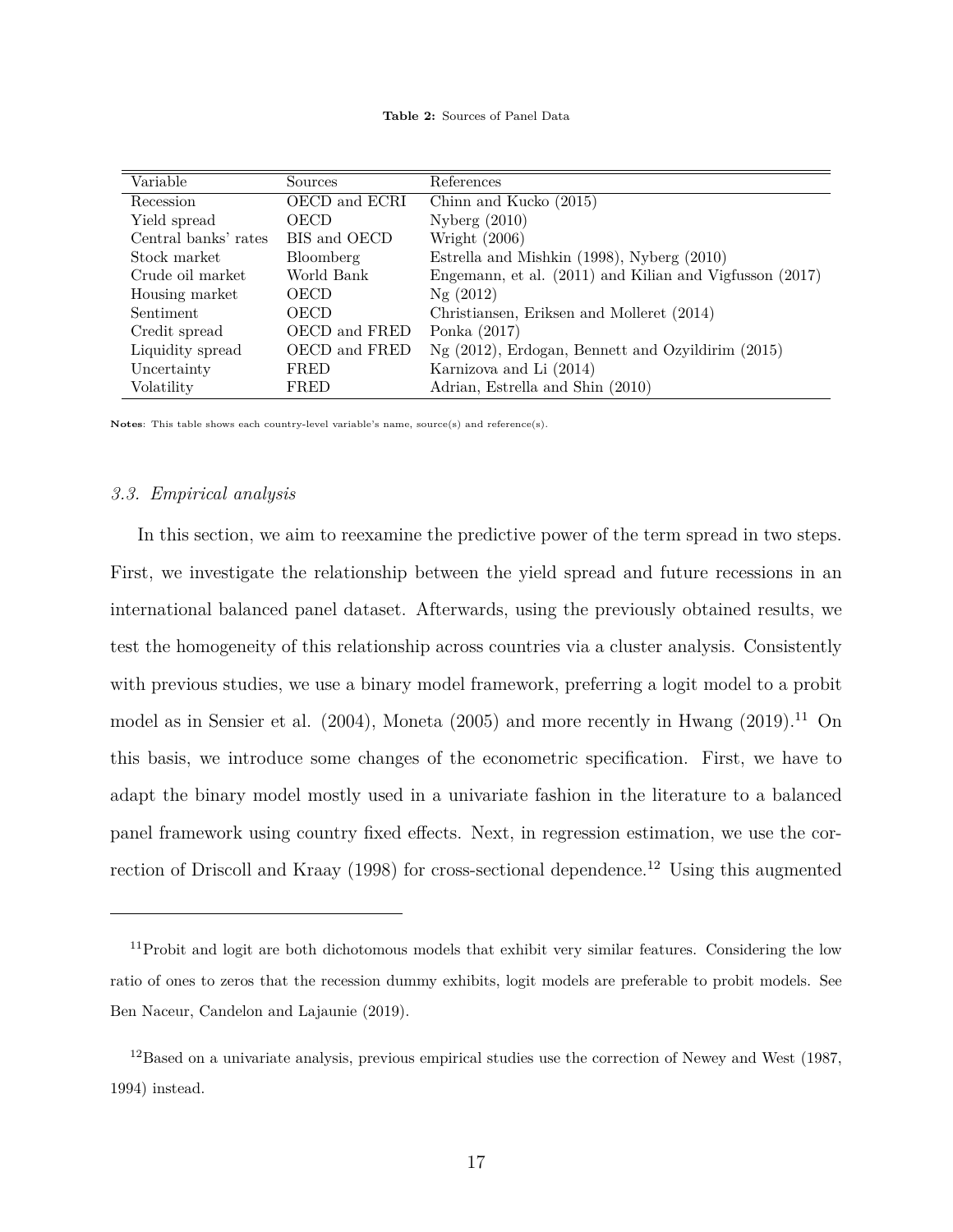**Table 2:** Sources of Panel Data

| Variable | Sources | References |
|---|---|---|
| Recession | OECD and ECRI | Chinn and Kucko (2015) |
| Yield spread | OECD | Nyberg (2010) |
| Central banks' rates | BIS and OECD | Wright (2006) |
| Stock market | Bloomberg | Estrella and Mishkin (1998), Nyberg (2010) |
| Crude oil market | World Bank | Engemann, et al. (2011) and Kilian and Vigfusson (2017) |
| Housing market | OECD | Ng (2012) |
| Sentiment | OECD | Christiansen, Eriksen and Molleret (2014) |
| Credit spread | OECD and FRED | Ponka (2017) |
| Liquidity spread | OECD and FRED | Ng (2012), Erdogan, Bennett and Ozyildirim (2015) |
| Uncertainty | FRED | Karnizova and Li (2014) |
| Volatility | FRED | Adrian, Estrella and Shin (2010) |

**Notes**: This table shows each country-level variable's name, source(s) and reference(s).

### *3.3. Empirical analysis*

In this section, we aim to reexamine the predictive power of the term spread in two steps. First, we investigate the relationship between the yield spread and future recessions in an international balanced panel dataset. Afterwards, using the previously obtained results, we test the homogeneity of this relationship across countries via a cluster analysis. Consistently with previous studies, we use a binary model framework, preferring a logit model to a probit model as in Sensier et al. (2004), Moneta (2005) and more recently in Hwang (2019).[11] On this basis, we introduce some changes of the econometric specification. First, we have to adapt the binary model mostly used in a univariate fashion in the literature to a balanced panel framework using country fixed effects. Next, in regression estimation, we use the correction of Driscoll and Kraay (1998) for cross-sectional dependence.[12] Using this augmented

[11] Probit and logit are both dichotomous models that exhibit very similar features. Considering the low ratio of ones to zeros that the recession dummy exhibits, logit models are preferable to probit models. See Ben Naceur, Candelon and Lajaunie (2019).

[12] Based on a univariate analysis, previous empirical studies use the correction of Newey and West (1987, 1994) instead.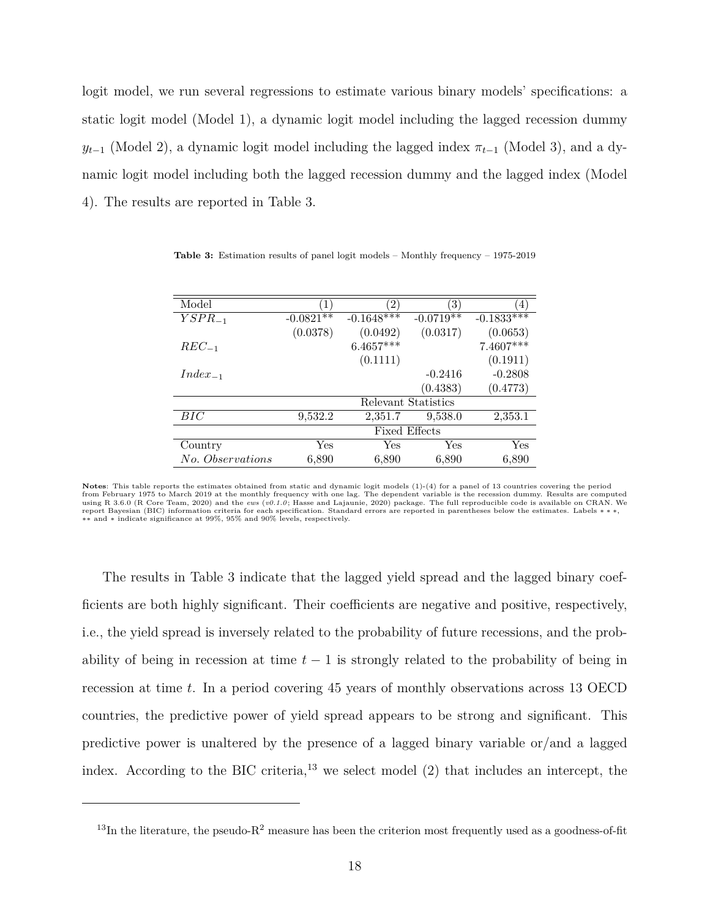logit model, we run several regressions to estimate various binary models' specifications: a static logit model (Model 1), a dynamic logit model including the lagged recession dummy $y_{t-1}$ (Model 2), a dynamic logit model including the lagged index $\pi_{t-1}$ (Model 3), and a dynamic logit model including both the lagged recession dummy and the lagged index (Model 4). The results are reported in Table 3.

**Table 3:** Estimation results of panel logit models – Monthly frequency – 1975-2019

| Model | (1) | (2) | (3) | (4) |
|---|---|---|---|---|
| $YSPR_{-1}$ | -0.0821** | -0.1648*** | -0.0719** | -0.1833*** |
| | (0.0378) | (0.0492) | (0.0317) | (0.0653) |
| $REC_{-1}$ | | 6.4657*** | | 7.4607*** |
| | | (0.1111) | | (0.1911) |
| $Index_{-1}$ | | | -0.2416 | -0.2808 |
| | | | (0.4383) | (0.4773) |
| | Relevant Statistics | | | |
| *BIC* | 9,532.2 | 2,351.7 | 9,538.0 | 2,353.1 |
| | Fixed Effects | | | |
| Country | Yes | Yes | Yes | Yes |
| *No. Observations* | 6,890 | 6,890 | 6,890 | 6,890 |

**Notes**: This table reports the estimates obtained from static and dynamic logit models (1)-(4) for a panel of 13 countries covering the period from February 1975 to March 2019 at the monthly frequency with one lag. The dependent variable is the recession dummy. Results are computed using R 3.6.0 (R Core Team, 2020) and the *ews* (*v0.1.0*; Hasse and Lajaunie, 2020) package. The full reproducible code is available on CRAN. We report Bayesian (BIC) information criteria for each specification. Standard errors are reported in parentheses below the estimates. Labels ∗∗∗, ∗∗ and ∗ indicate significance at 99%, 95% and 90% levels, respectively.

The results in Table 3 indicate that the lagged yield spread and the lagged binary coefficients are both highly significant. Their coefficients are negative and positive, respectively, i.e., the yield spread is inversely related to the probability of future recessions, and the probability of being in recession at time $t-1$ is strongly related to the probability of being in recession at time $t$. In a period covering 45 years of monthly observations across 13 OECD countries, the predictive power of yield spread appears to be strong and significant. This predictive power is unaltered by the presence of a lagged binary variable or/and a lagged index. According to the BIC criteria,[13] we select model (2) that includes an intercept, the

[13]In the literature, the pseudo-$R^2$ measure has been the criterion most frequently used as a goodness-of-fit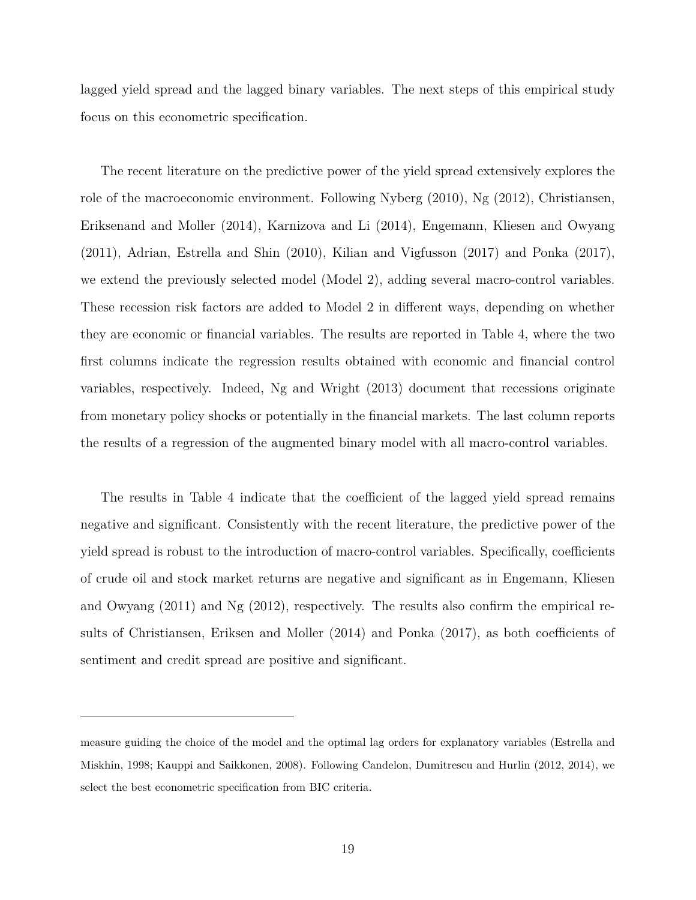lagged yield spread and the lagged binary variables. The next steps of this empirical study focus on this econometric specification.

The recent literature on the predictive power of the yield spread extensively explores the role of the macroeconomic environment. Following Nyberg (2010), Ng (2012), Christiansen, Eriksenand and Moller (2014), Karnizova and Li (2014), Engemann, Kliesen and Owyang (2011), Adrian, Estrella and Shin (2010), Kilian and Vigfusson (2017) and Ponka (2017), we extend the previously selected model (Model 2), adding several macro-control variables. These recession risk factors are added to Model 2 in different ways, depending on whether they are economic or financial variables. The results are reported in Table 4, where the two first columns indicate the regression results obtained with economic and financial control variables, respectively. Indeed, Ng and Wright (2013) document that recessions originate from monetary policy shocks or potentially in the financial markets. The last column reports the results of a regression of the augmented binary model with all macro-control variables.

The results in Table 4 indicate that the coefficient of the lagged yield spread remains negative and significant. Consistently with the recent literature, the predictive power of the yield spread is robust to the introduction of macro-control variables. Specifically, coefficients of crude oil and stock market returns are negative and significant as in Engemann, Kliesen and Owyang (2011) and Ng (2012), respectively. The results also confirm the empirical results of Christiansen, Eriksen and Moller (2014) and Ponka (2017), as both coefficients of sentiment and credit spread are positive and significant.

---

measure guiding the choice of the model and the optimal lag orders for explanatory variables (Estrella and Miskhin, 1998; Kauppi and Saikkonen, 2008). Following Candelon, Dumitrescu and Hurlin (2012, 2014), we select the best econometric specification from BIC criteria.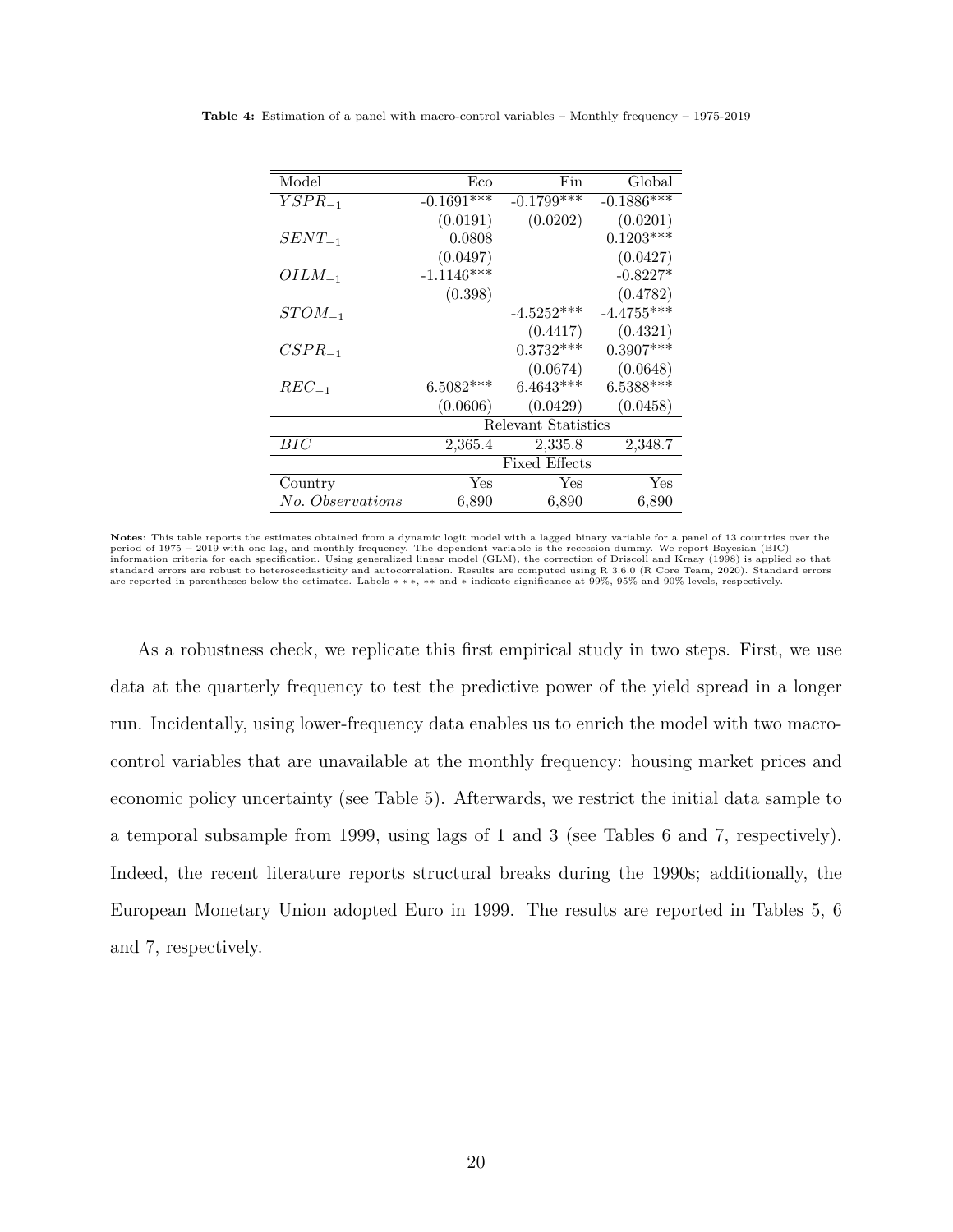**Table 4:** Estimation of a panel with macro-control variables – Monthly frequency – 1975-2019

| Model | Eco | Fin | Global |
|---|---|---|---|
| $YSPR_{-1}$ | -0.1691*** | -0.1799*** | -0.1886*** |
| | (0.0191) | (0.0202) | (0.0201) |
| $SENT_{-1}$ | 0.0808 | | 0.1203*** |
| | (0.0497) | | (0.0427) |
| $OILM_{-1}$ | -1.1146*** | | -0.8227* |
| | (0.398) | | (0.4782) |
| $STOM_{-1}$ | | -4.5252*** | -4.4755*** |
| | | (0.4417) | (0.4321) |
| $CSPR_{-1}$ | | 0.3732*** | 0.3907*** |
| | | (0.0674) | (0.0648) |
| $REC_{-1}$ | 6.5082*** | 6.4643*** | 6.5388*** |
| | (0.0606) | (0.0429) | (0.0458) |
| Relevant Statistics | | | |
| *BIC* | 2,365.4 | 2,335.8 | 2,348.7 |
| Fixed Effects | | | |
| Country | Yes | Yes | Yes |
| *No. Observations* | 6,890 | 6,890 | 6,890 |

**Notes**: This table reports the estimates obtained from a dynamic logit model with a lagged binary variable for a panel of 13 countries over the period of 1975 − 2019 with one lag, and monthly frequency. The dependent variable is the recession dummy. We report Bayesian (BIC) information criteria for each specification. Using generalized linear model (GLM), the correction of Driscoll and Kraay (1998) is applied so that standard errors are robust to heteroscedasticity and autocorrelation. Results are computed using R 3.6.0 (R Core Team, 2020). Standard errors are reported in parentheses below the estimates. Labels ∗ ∗ ∗, ∗∗ and ∗ indicate significance at 99%, 95% and 90% levels, respectively.

As a robustness check, we replicate this first empirical study in two steps. First, we use data at the quarterly frequency to test the predictive power of the yield spread in a longer run. Incidentally, using lower-frequency data enables us to enrich the model with two macro-control variables that are unavailable at the monthly frequency: housing market prices and economic policy uncertainty (see Table 5). Afterwards, we restrict the initial data sample to a temporal subsample from 1999, using lags of 1 and 3 (see Tables 6 and 7, respectively). Indeed, the recent literature reports structural breaks during the 1990s; additionally, the European Monetary Union adopted Euro in 1999. The results are reported in Tables 5, 6 and 7, respectively.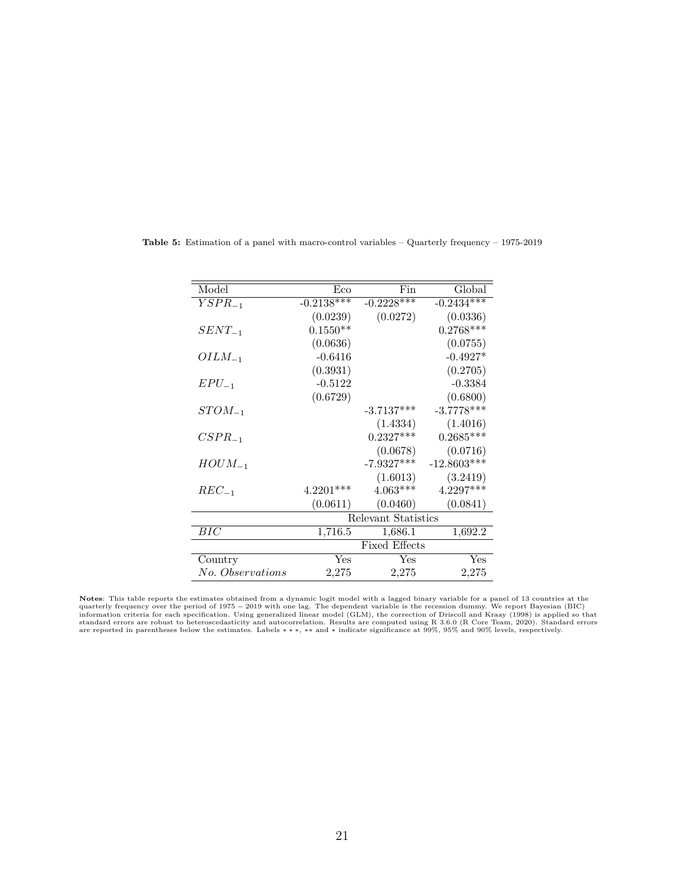**Table 5:** Estimation of a panel with macro-control variables – Quarterly frequency – 1975-2019

| Model | Eco | Fin | Global |
|---|---|---|---|
| $YSPR_{-1}$ | -0.2138*** | -0.2228*** | -0.2434*** |
| | (0.0239) | (0.0272) | (0.0336) |
| $SENT_{-1}$ | 0.1550** | | 0.2768*** |
| | (0.0636) | | (0.0755) |
| $OILM_{-1}$ | -0.6416 | | -0.4927* |
| | (0.3931) | | (0.2705) |
| $EPU_{-1}$ | -0.5122 | | -0.3384 |
| | (0.6729) | | (0.6800) |
| $STOM_{-1}$ | | -3.7137*** | -3.7778*** |
| | | (1.4334) | (1.4016) |
| $CSPR_{-1}$ | | 0.2327*** | 0.2685*** |
| | | (0.0678) | (0.0716) |
| $HOUM_{-1}$ | | -7.9327*** | -12.8603*** |
| | | (1.6013) | (3.2419) |
| $REC_{-1}$ | 4.2201*** | 4.063*** | 4.2297*** |
| | (0.0611) | (0.0460) | (0.0841) |
| Relevant Statistics | | | |
| *BIC* | 1,716.5 | 1,686.1 | 1,692.2 |
| Fixed Effects | | | |
| Country | Yes | Yes | Yes |
| *No. Observations* | 2,275 | 2,275 | 2,275 |

**Notes**: This table reports the estimates obtained from a dynamic logit model with a lagged binary variable for a panel of 13 countries at the quarterly frequency over the period of 1975 − 2019 with one lag. The dependent variable is the recession dummy. We report Bayesian (BIC) information criteria for each specification. Using generalized linear model (GLM), the correction of Driscoll and Kraay (1998) is applied so that standard errors are robust to heteroscedasticity and autocorrelation. Results are computed using R 3.6.0 (R Core Team, 2020). Standard errors are reported in parentheses below the estimates. Labels ∗ ∗ ∗, ∗∗ and ∗ indicate significance at 99%, 95% and 90% levels, respectively.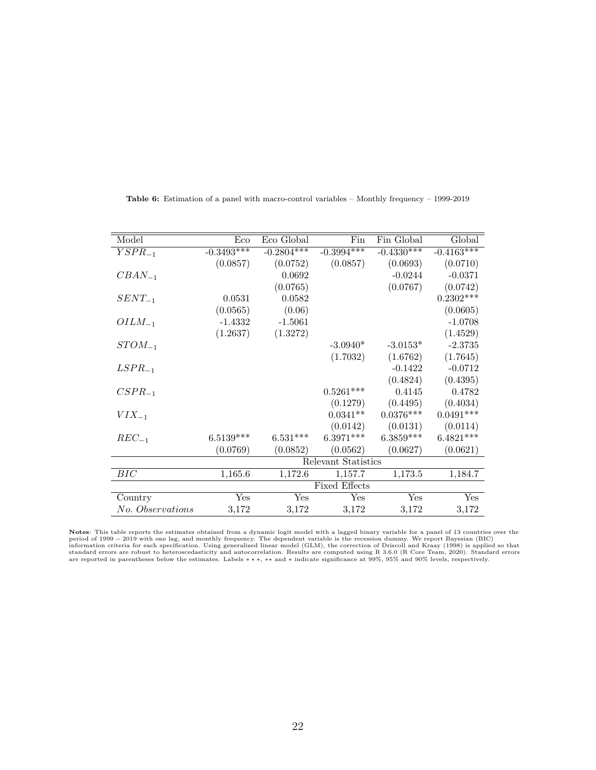**Table 6:** Estimation of a panel with macro-control variables – Monthly frequency – 1999-2019

| Model | Eco | Eco Global | Fin | Fin Global | Global |
|---|---|---|---|---|---|
| $YSPR_{-1}$ | -0.3493*** | -0.2804*** | -0.3994*** | -0.4330*** | -0.4163*** |
| | (0.0857) | (0.0752) | (0.0857) | (0.0693) | (0.0710) |
| $CBAN_{-1}$ | | 0.0692 | | -0.0244 | -0.0371 |
| | | (0.0765) | | (0.0767) | (0.0742) |
| $SENT_{-1}$ | 0.0531 | 0.0582 | | | 0.2302*** |
| | (0.0565) | (0.06) | | | (0.0605) |
| $OILM_{-1}$ | -1.4332 | -1.5061 | | | -1.0708 |
| | (1.2637) | (1.3272) | | | (1.4529) |
| $STOM_{-1}$ | | | -3.0940* | -3.0153* | -2.3735 |
| | | | (1.7032) | (1.6762) | (1.7645) |
| $LSPR_{-1}$ | | | | -0.1422 | -0.0712 |
| | | | | (0.4824) | (0.4395) |
| $CSPR_{-1}$ | | | 0.5261*** | 0.4145 | 0.4782 |
| | | | (0.1279) | (0.4495) | (0.4034) |
| $VIX_{-1}$ | | | 0.0341** | 0.0376*** | 0.0491*** |
| | | | (0.0142) | (0.0131) | (0.0114) |
| $REC_{-1}$ | 6.5139*** | 6.531*** | 6.3971*** | 6.3859*** | 6.4821*** |
| | (0.0769) | (0.0852) | (0.0562) | (0.0627) | (0.0621) |
| | | | Relevant Statistics | | |
| $BIC$ | 1,165.6 | 1,172.6 | 1,157.7 | 1,173.5 | 1,184.7 |
| | | | Fixed Effects | | |
| Country | Yes | Yes | Yes | Yes | Yes |
| *No. Observations* | 3,172 | 3,172 | 3,172 | 3,172 | 3,172 |

**Notes**: This table reports the estimates obtained from a dynamic logit model with a lagged binary variable for a panel of 13 countries over the period of 1999 − 2019 with one lag, and monthly frequency. The dependent variable is the recession dummy. We report Bayesian (BIC) information criteria for each specification. Using generalized linear model (GLM), the correction of Driscoll and Kraay (1998) is applied so that standard errors are robust to heteroscedasticity and autocorrelation. Results are computed using R 3.6.0 (R Core Team, 2020). Standard errors are reported in parentheses below the estimates. Labels ∗ ∗ ∗, ∗∗ and ∗ indicate significance at 99%, 95% and 90% levels, respectively.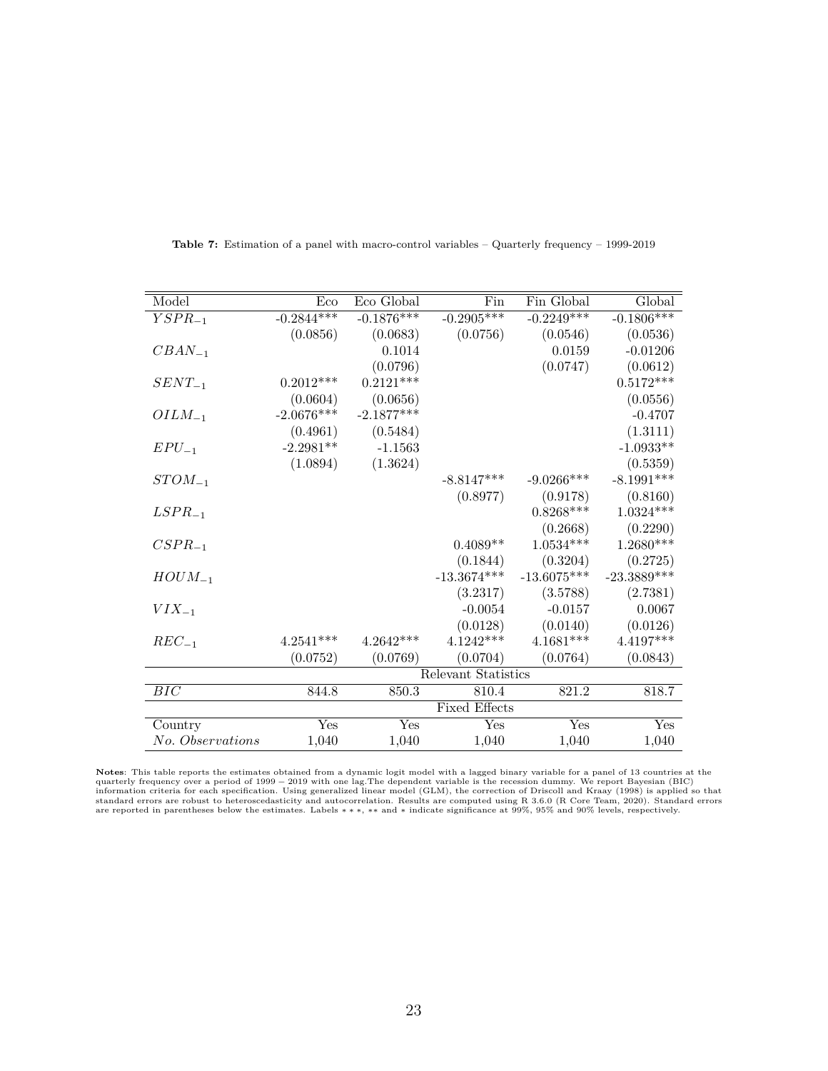**Table 7:** Estimation of a panel with macro-control variables – Quarterly frequency – 1999-2019

| Model | Eco | Eco Global | Fin | Fin Global | Global |
|---|---|---|---|---|---|
| $YSPR_{-1}$ | -0.2844*** | -0.1876*** | -0.2905*** | -0.2249*** | -0.1806*** |
| | (0.0856) | (0.0683) | (0.0756) | (0.0546) | (0.0536) |
| $CBAN_{-1}$ | | 0.1014 | | 0.0159 | -0.01206 |
| | | (0.0796) | | (0.0747) | (0.0612) |
| $SENT_{-1}$ | 0.2012*** | 0.2121*** | | | 0.5172*** |
| | (0.0604) | (0.0656) | | | (0.0556) |
| $OILM_{-1}$ | -2.0676*** | -2.1877*** | | | -0.4707 |
| | (0.4961) | (0.5484) | | | (1.3111) |
| $EPU_{-1}$ | -2.2981** | -1.1563 | | | -1.0933** |
| | (1.0894) | (1.3624) | | | (0.5359) |
| $STOM_{-1}$ | | | -8.8147*** | -9.0266*** | -8.1991*** |
| | | | (0.8977) | (0.9178) | (0.8160) |
| $LSPR_{-1}$ | | | | 0.8268*** | 1.0324*** |
| | | | | (0.2668) | (0.2290) |
| $CSPR_{-1}$ | | | 0.4089** | 1.0534*** | 1.2680*** |
| | | | (0.1844) | (0.3204) | (0.2725) |
| $HOUM_{-1}$ | | | -13.3674*** | -13.6075*** | -23.3889*** |
| | | | (3.2317) | (3.5788) | (2.7381) |
| $VIX_{-1}$ | | | -0.0054 | -0.0157 | 0.0067 |
| | | | (0.0128) | (0.0140) | (0.0126) |
| $REC_{-1}$ | 4.2541*** | 4.2642*** | 4.1242*** | 4.1681*** | 4.4197*** |
| | (0.0752) | (0.0769) | (0.0704) | (0.0764) | (0.0843) |
| | | | Relevant Statistics | | |
| $BIC$ | 844.8 | 850.3 | 810.4 | 821.2 | 818.7 |
| | | | Fixed Effects | | |
| Country | Yes | Yes | Yes | Yes | Yes |
| *No. Observations* | 1,040 | 1,040 | 1,040 | 1,040 | 1,040 |

**Notes**: This table reports the estimates obtained from a dynamic logit model with a lagged binary variable for a panel of 13 countries at the quarterly frequency over a period of 1999 − 2019 with one lag.The dependent variable is the recession dummy. We report Bayesian (BIC) information criteria for each specification. Using generalized linear model (GLM), the correction of Driscoll and Kraay (1998) is applied so that standard errors are robust to heteroscedasticity and autocorrelation. Results are computed using R 3.6.0 (R Core Team, 2020). Standard errors are reported in parentheses below the estimates. Labels ∗ ∗ ∗, ∗∗ and ∗ indicate significance at 99%, 95% and 90% levels, respectively.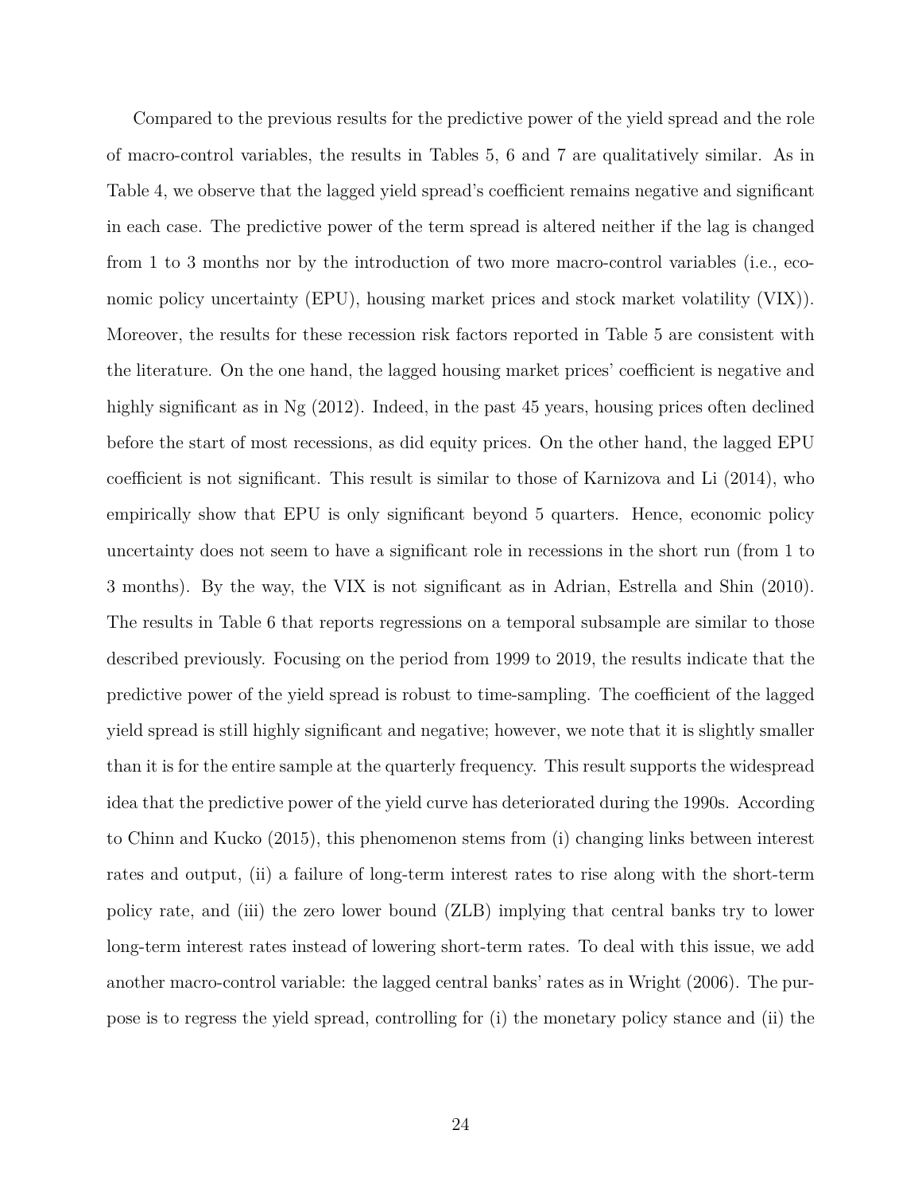Compared to the previous results for the predictive power of the yield spread and the role of macro-control variables, the results in Tables 5, 6 and 7 are qualitatively similar. As in Table 4, we observe that the lagged yield spread's coefficient remains negative and significant in each case. The predictive power of the term spread is altered neither if the lag is changed from 1 to 3 months nor by the introduction of two more macro-control variables (i.e., economic policy uncertainty (EPU), housing market prices and stock market volatility (VIX)). Moreover, the results for these recession risk factors reported in Table 5 are consistent with the literature. On the one hand, the lagged housing market prices' coefficient is negative and highly significant as in Ng (2012). Indeed, in the past 45 years, housing prices often declined before the start of most recessions, as did equity prices. On the other hand, the lagged EPU coefficient is not significant. This result is similar to those of Karnizova and Li (2014), who empirically show that EPU is only significant beyond 5 quarters. Hence, economic policy uncertainty does not seem to have a significant role in recessions in the short run (from 1 to 3 months). By the way, the VIX is not significant as in Adrian, Estrella and Shin (2010). The results in Table 6 that reports regressions on a temporal subsample are similar to those described previously. Focusing on the period from 1999 to 2019, the results indicate that the predictive power of the yield spread is robust to time-sampling. The coefficient of the lagged yield spread is still highly significant and negative; however, we note that it is slightly smaller than it is for the entire sample at the quarterly frequency. This result supports the widespread idea that the predictive power of the yield curve has deteriorated during the 1990s. According to Chinn and Kucko (2015), this phenomenon stems from (i) changing links between interest rates and output, (ii) a failure of long-term interest rates to rise along with the short-term policy rate, and (iii) the zero lower bound (ZLB) implying that central banks try to lower long-term interest rates instead of lowering short-term rates. To deal with this issue, we add another macro-control variable: the lagged central banks' rates as in Wright (2006). The purpose is to regress the yield spread, controlling for (i) the monetary policy stance and (ii) the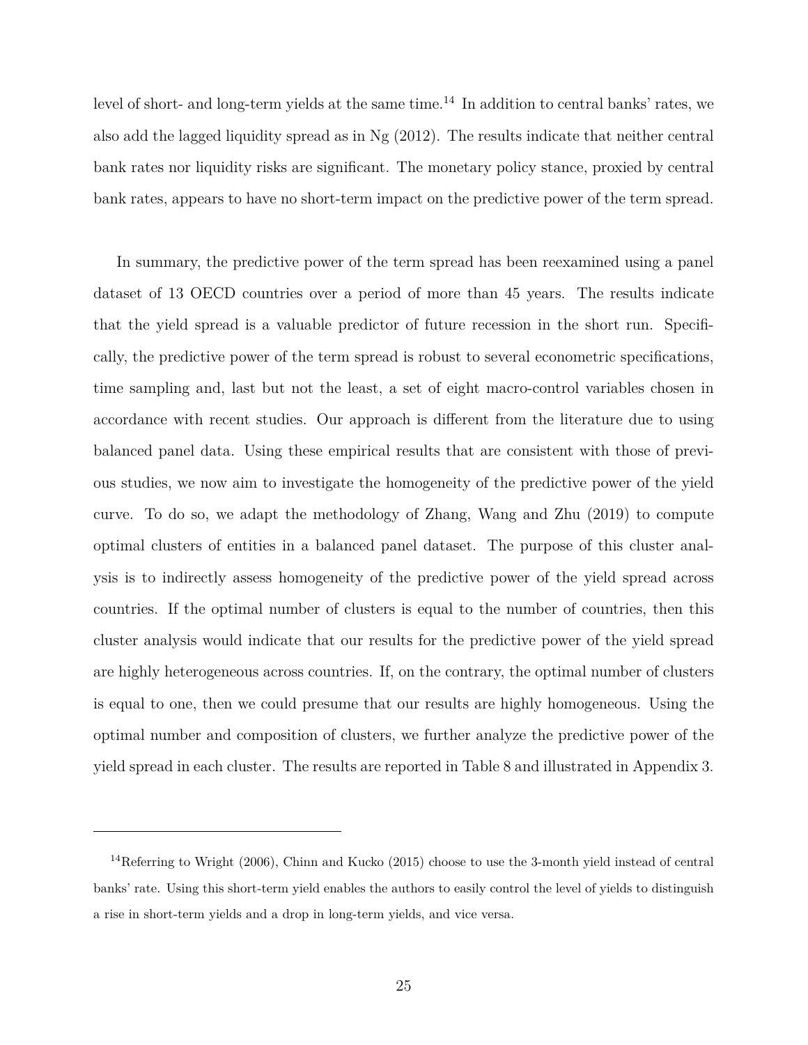level of short- and long-term yields at the same time.[14] In addition to central banks' rates, we also add the lagged liquidity spread as in Ng (2012). The results indicate that neither central bank rates nor liquidity risks are significant. The monetary policy stance, proxied by central bank rates, appears to have no short-term impact on the predictive power of the term spread.

In summary, the predictive power of the term spread has been reexamined using a panel dataset of 13 OECD countries over a period of more than 45 years. The results indicate that the yield spread is a valuable predictor of future recession in the short run. Specifically, the predictive power of the term spread is robust to several econometric specifications, time sampling and, last but not the least, a set of eight macro-control variables chosen in accordance with recent studies. Our approach is different from the literature due to using balanced panel data. Using these empirical results that are consistent with those of previous studies, we now aim to investigate the homogeneity of the predictive power of the yield curve. To do so, we adapt the methodology of Zhang, Wang and Zhu (2019) to compute optimal clusters of entities in a balanced panel dataset. The purpose of this cluster analysis is to indirectly assess homogeneity of the predictive power of the yield spread across countries. If the optimal number of clusters is equal to the number of countries, then this cluster analysis would indicate that our results for the predictive power of the yield spread are highly heterogeneous across countries. If, on the contrary, the optimal number of clusters is equal to one, then we could presume that our results are highly homogeneous. Using the optimal number and composition of clusters, we further analyze the predictive power of the yield spread in each cluster. The results are reported in Table 8 and illustrated in Appendix 3.

---

[14] Referring to Wright (2006), Chinn and Kucko (2015) choose to use the 3-month yield instead of central banks' rate. Using this short-term yield enables the authors to easily control the level of yields to distinguish a rise in short-term yields and a drop in long-term yields, and vice versa.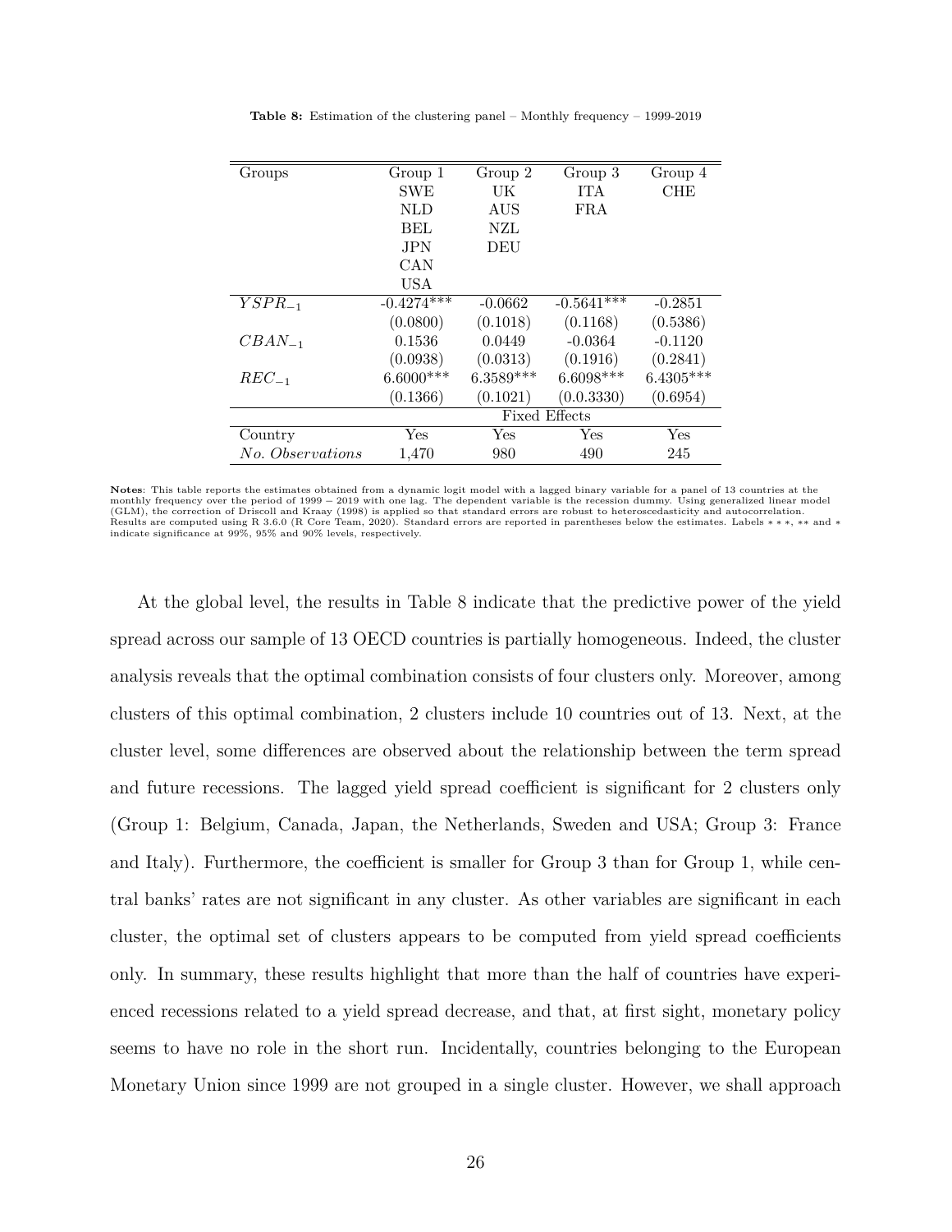**Table 8:** Estimation of the clustering panel – Monthly frequency – 1999-2019

| Groups | Group 1 | Group 2 | Group 3 | Group 4 |
|---|---|---|---|---|
| | SWE | UK | ITA | CHE |
| | NLD | AUS | FRA | |
| | BEL | NZL | | |
| | JPN | DEU | | |
| | CAN | | | |
| | USA | | | |
| $YSPR_{-1}$ | -0.4274*** | -0.0662 | -0.5641*** | -0.2851 |
| | (0.0800) | (0.1018) | (0.1168) | (0.5386) |
| $CBAN_{-1}$ | 0.1536 | 0.0449 | -0.0364 | -0.1120 |
| | (0.0938) | (0.0313) | (0.1916) | (0.2841) |
| $REC_{-1}$ | 6.6000*** | 6.3589*** | 6.6098*** | 6.4305*** |
| | (0.1366) | (0.1021) | (0.0.3330) | (0.6954) |
| | Fixed Effects | | | |
| Country | Yes | Yes | Yes | Yes |
| *No. Observations* | 1,470 | 980 | 490 | 245 |

**Notes**: This table reports the estimates obtained from a dynamic logit model with a lagged binary variable for a panel of 13 countries at the monthly frequency over the period of $1999-2019$ with one lag. The dependent variable is the recession dummy. Using generalized linear model (GLM), the correction of Driscoll and Kraay (1998) is applied so that standard errors are robust to heteroscedasticity and autocorrelation. Results are computed using R 3.6.0 (R Core Team, 2020). Standard errors are reported in parentheses below the estimates. Labels $***$, $**$ and $*$ indicate significance at 99%, 95% and 90% levels, respectively.

At the global level, the results in Table 8 indicate that the predictive power of the yield spread across our sample of 13 OECD countries is partially homogeneous. Indeed, the cluster analysis reveals that the optimal combination consists of four clusters only. Moreover, among clusters of this optimal combination, 2 clusters include 10 countries out of 13. Next, at the cluster level, some differences are observed about the relationship between the term spread and future recessions. The lagged yield spread coefficient is significant for 2 clusters only (Group 1: Belgium, Canada, Japan, the Netherlands, Sweden and USA; Group 3: France and Italy). Furthermore, the coefficient is smaller for Group 3 than for Group 1, while central banks' rates are not significant in any cluster. As other variables are significant in each cluster, the optimal set of clusters appears to be computed from yield spread coefficients only. In summary, these results highlight that more than the half of countries have experienced recessions related to a yield spread decrease, and that, at first sight, monetary policy seems to have no role in the short run. Incidentally, countries belonging to the European Monetary Union since 1999 are not grouped in a single cluster. However, we shall approach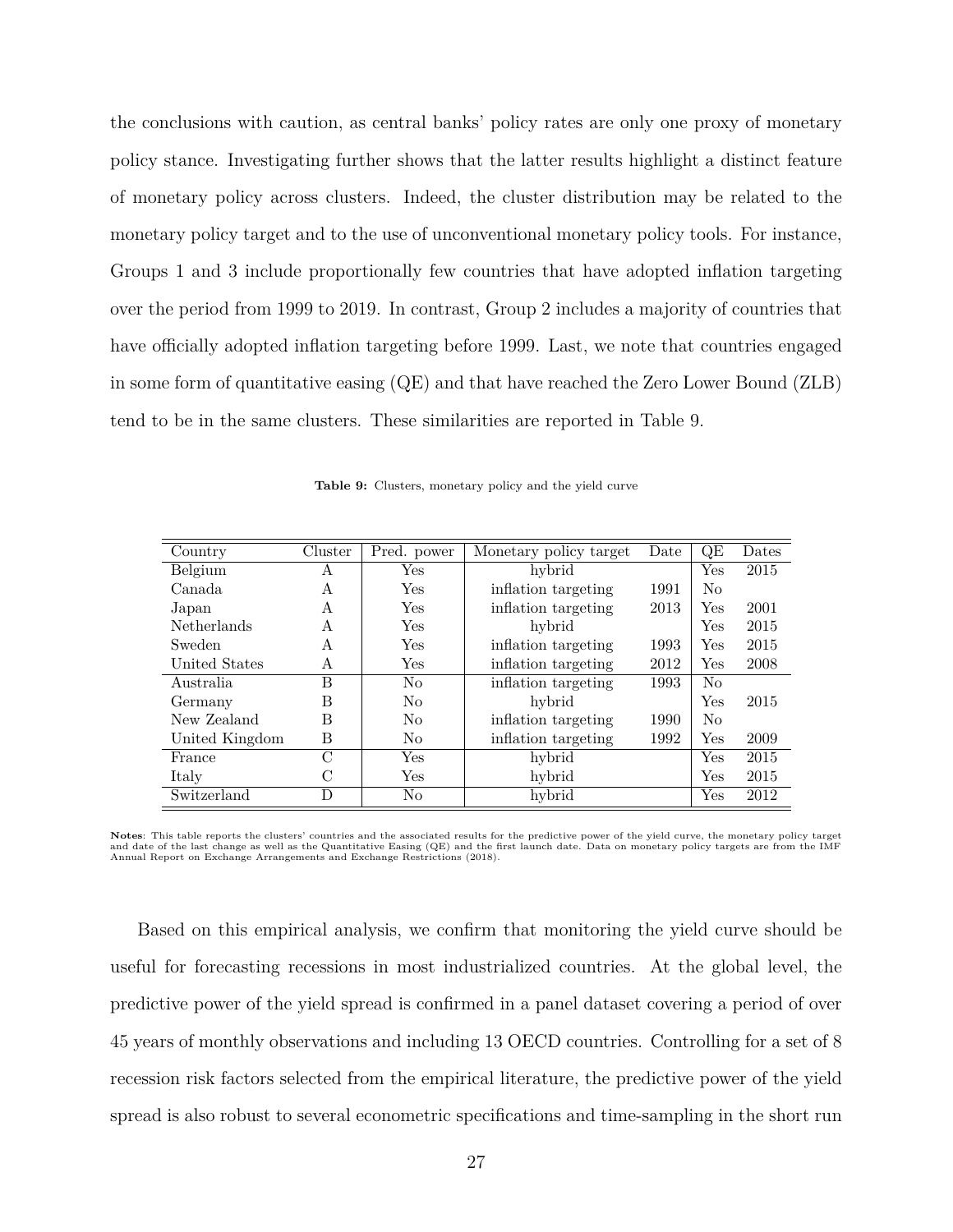the conclusions with caution, as central banks' policy rates are only one proxy of monetary policy stance. Investigating further shows that the latter results highlight a distinct feature of monetary policy across clusters. Indeed, the cluster distribution may be related to the monetary policy target and to the use of unconventional monetary policy tools. For instance, Groups 1 and 3 include proportionally few countries that have adopted inflation targeting over the period from 1999 to 2019. In contrast, Group 2 includes a majority of countries that have officially adopted inflation targeting before 1999. Last, we note that countries engaged in some form of quantitative easing (QE) and that have reached the Zero Lower Bound (ZLB) tend to be in the same clusters. These similarities are reported in Table 9.

**Table 9:** Clusters, monetary policy and the yield curve

| Country | Cluster | Pred. power | Monetary policy target | Date | QE | Dates |
|---|---|---|---|---|---|---|
| Belgium | A | Yes | hybrid | | Yes | 2015 |
| Canada | A | Yes | inflation targeting | 1991 | No | |
| Japan | A | Yes | inflation targeting | 2013 | Yes | 2001 |
| Netherlands | A | Yes | hybrid | | Yes | 2015 |
| Sweden | A | Yes | inflation targeting | 1993 | Yes | 2015 |
| United States | A | Yes | inflation targeting | 2012 | Yes | 2008 |
| Australia | B | No | inflation targeting | 1993 | No | |
| Germany | B | No | hybrid | | Yes | 2015 |
| New Zealand | B | No | inflation targeting | 1990 | No | |
| United Kingdom | B | No | inflation targeting | 1992 | Yes | 2009 |
| France | C | Yes | hybrid | | Yes | 2015 |
| Italy | C | Yes | hybrid | | Yes | 2015 |
| Switzerland | D | No | hybrid | | Yes | 2012 |

**Notes**: This table reports the clusters' countries and the associated results for the predictive power of the yield curve, the monetary policy target and date of the last change as well as the Quantitative Easing (QE) and the first launch date. Data on monetary policy targets are from the IMF Annual Report on Exchange Arrangements and Exchange Restrictions (2018).

Based on this empirical analysis, we confirm that monitoring the yield curve should be useful for forecasting recessions in most industrialized countries. At the global level, the predictive power of the yield spread is confirmed in a panel dataset covering a period of over 45 years of monthly observations and including 13 OECD countries. Controlling for a set of 8 recession risk factors selected from the empirical literature, the predictive power of the yield spread is also robust to several econometric specifications and time-sampling in the short run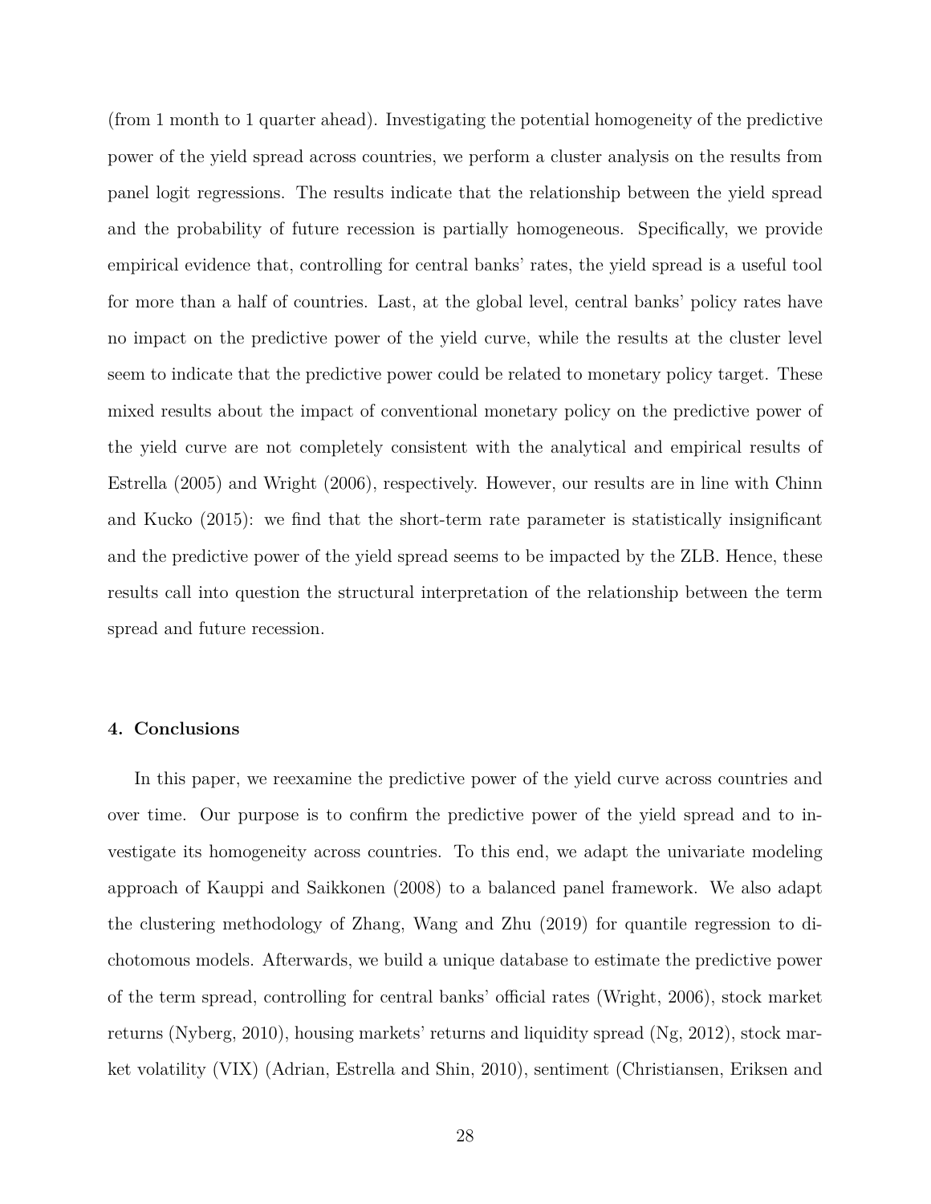(from 1 month to 1 quarter ahead). Investigating the potential homogeneity of the predictive power of the yield spread across countries, we perform a cluster analysis on the results from panel logit regressions. The results indicate that the relationship between the yield spread and the probability of future recession is partially homogeneous. Specifically, we provide empirical evidence that, controlling for central banks' rates, the yield spread is a useful tool for more than a half of countries. Last, at the global level, central banks' policy rates have no impact on the predictive power of the yield curve, while the results at the cluster level seem to indicate that the predictive power could be related to monetary policy target. These mixed results about the impact of conventional monetary policy on the predictive power of the yield curve are not completely consistent with the analytical and empirical results of Estrella (2005) and Wright (2006), respectively. However, our results are in line with Chinn and Kucko (2015): we find that the short-term rate parameter is statistically insignificant and the predictive power of the yield spread seems to be impacted by the ZLB. Hence, these results call into question the structural interpretation of the relationship between the term spread and future recession.

## 4. Conclusions

In this paper, we reexamine the predictive power of the yield curve across countries and over time. Our purpose is to confirm the predictive power of the yield spread and to investigate its homogeneity across countries. To this end, we adapt the univariate modeling approach of Kauppi and Saikkonen (2008) to a balanced panel framework. We also adapt the clustering methodology of Zhang, Wang and Zhu (2019) for quantile regression to dichotomous models. Afterwards, we build a unique database to estimate the predictive power of the term spread, controlling for central banks' official rates (Wright, 2006), stock market returns (Nyberg, 2010), housing markets' returns and liquidity spread (Ng, 2012), stock market volatility (VIX) (Adrian, Estrella and Shin, 2010), sentiment (Christiansen, Eriksen and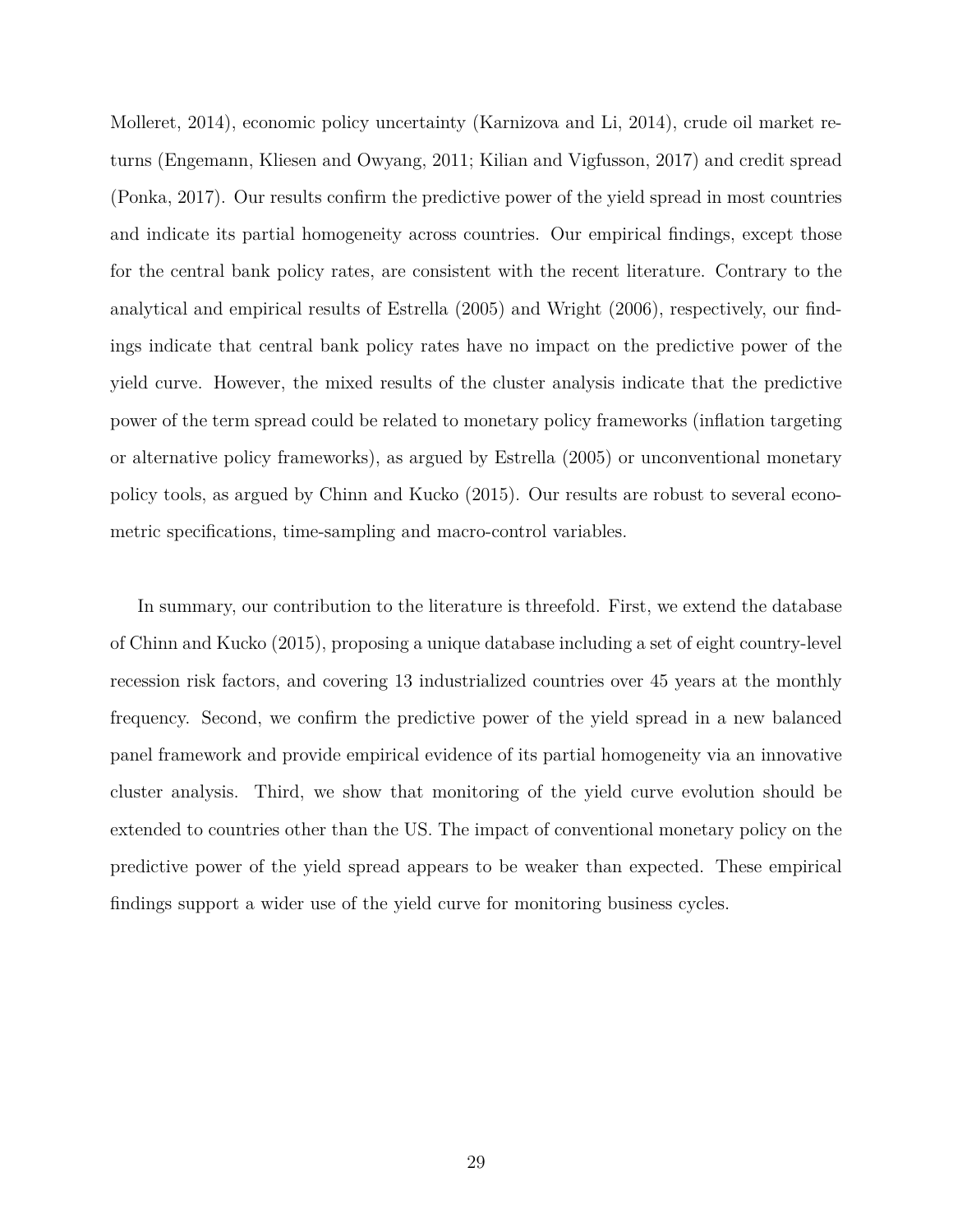Molleret, 2014), economic policy uncertainty (Karnizova and Li, 2014), crude oil market returns (Engemann, Kliesen and Owyang, 2011; Kilian and Vigfusson, 2017) and credit spread (Ponka, 2017). Our results confirm the predictive power of the yield spread in most countries and indicate its partial homogeneity across countries. Our empirical findings, except those for the central bank policy rates, are consistent with the recent literature. Contrary to the analytical and empirical results of Estrella (2005) and Wright (2006), respectively, our findings indicate that central bank policy rates have no impact on the predictive power of the yield curve. However, the mixed results of the cluster analysis indicate that the predictive power of the term spread could be related to monetary policy frameworks (inflation targeting or alternative policy frameworks), as argued by Estrella (2005) or unconventional monetary policy tools, as argued by Chinn and Kucko (2015). Our results are robust to several econometric specifications, time-sampling and macro-control variables.

In summary, our contribution to the literature is threefold. First, we extend the database of Chinn and Kucko (2015), proposing a unique database including a set of eight country-level recession risk factors, and covering 13 industrialized countries over 45 years at the monthly frequency. Second, we confirm the predictive power of the yield spread in a new balanced panel framework and provide empirical evidence of its partial homogeneity via an innovative cluster analysis. Third, we show that monitoring of the yield curve evolution should be extended to countries other than the US. The impact of conventional monetary policy on the predictive power of the yield spread appears to be weaker than expected. These empirical findings support a wider use of the yield curve for monitoring business cycles.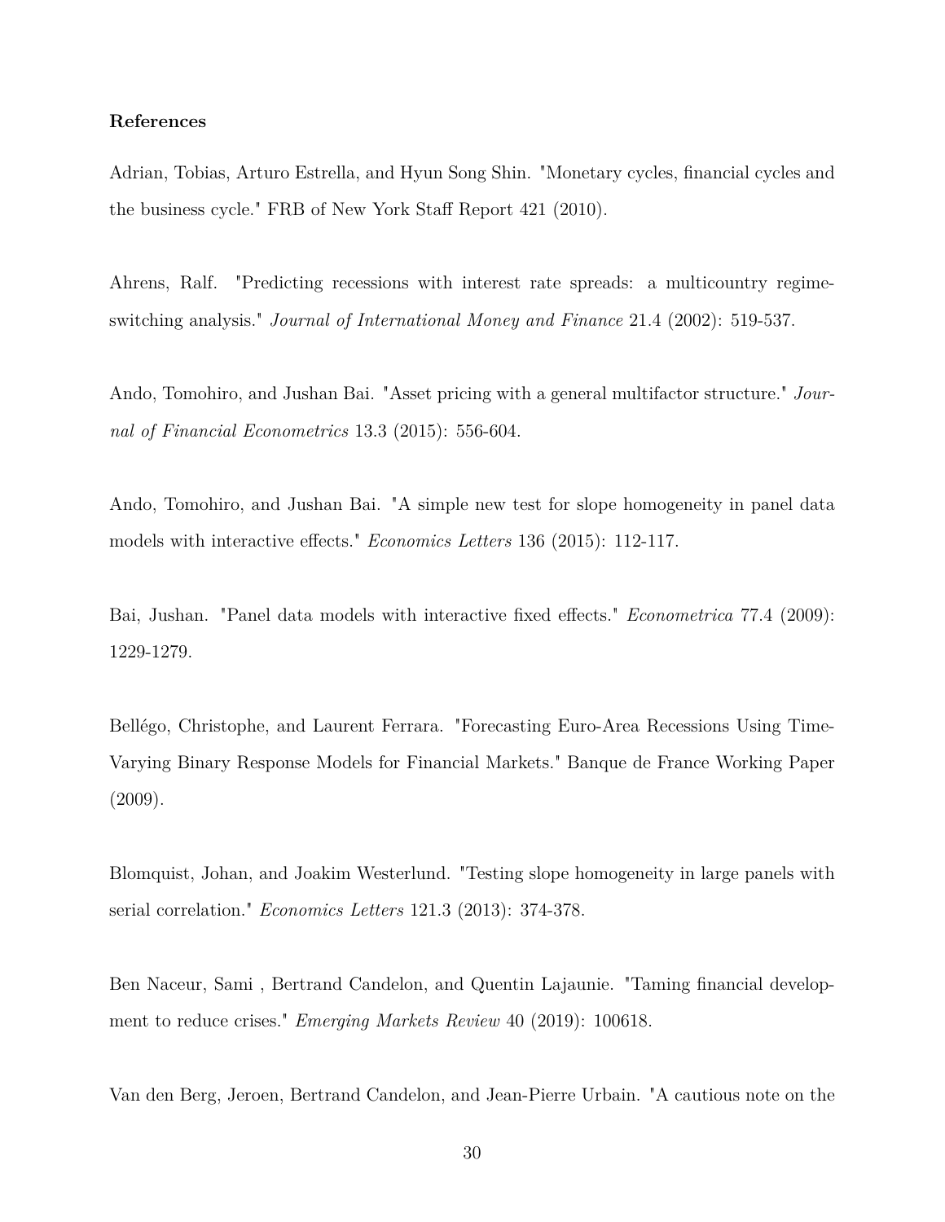**References**

Adrian, Tobias, Arturo Estrella, and Hyun Song Shin. "Monetary cycles, financial cycles and the business cycle." FRB of New York Staff Report 421 (2010).

Ahrens, Ralf. "Predicting recessions with interest rate spreads: a multicountry regime-switching analysis." *Journal of International Money and Finance* 21.4 (2002): 519-537.

Ando, Tomohiro, and Jushan Bai. "Asset pricing with a general multifactor structure." *Journal of Financial Econometrics* 13.3 (2015): 556-604.

Ando, Tomohiro, and Jushan Bai. "A simple new test for slope homogeneity in panel data models with interactive effects." *Economics Letters* 136 (2015): 112-117.

Bai, Jushan. "Panel data models with interactive fixed effects." *Econometrica* 77.4 (2009): 1229-1279.

Bellégo, Christophe, and Laurent Ferrara. "Forecasting Euro-Area Recessions Using Time-Varying Binary Response Models for Financial Markets." Banque de France Working Paper (2009).

Blomquist, Johan, and Joakim Westerlund. "Testing slope homogeneity in large panels with serial correlation." *Economics Letters* 121.3 (2013): 374-378.

Ben Naceur, Sami , Bertrand Candelon, and Quentin Lajaunie. "Taming financial development to reduce crises." *Emerging Markets Review* 40 (2019): 100618.

Van den Berg, Jeroen, Bertrand Candelon, and Jean-Pierre Urbain. "A cautious note on the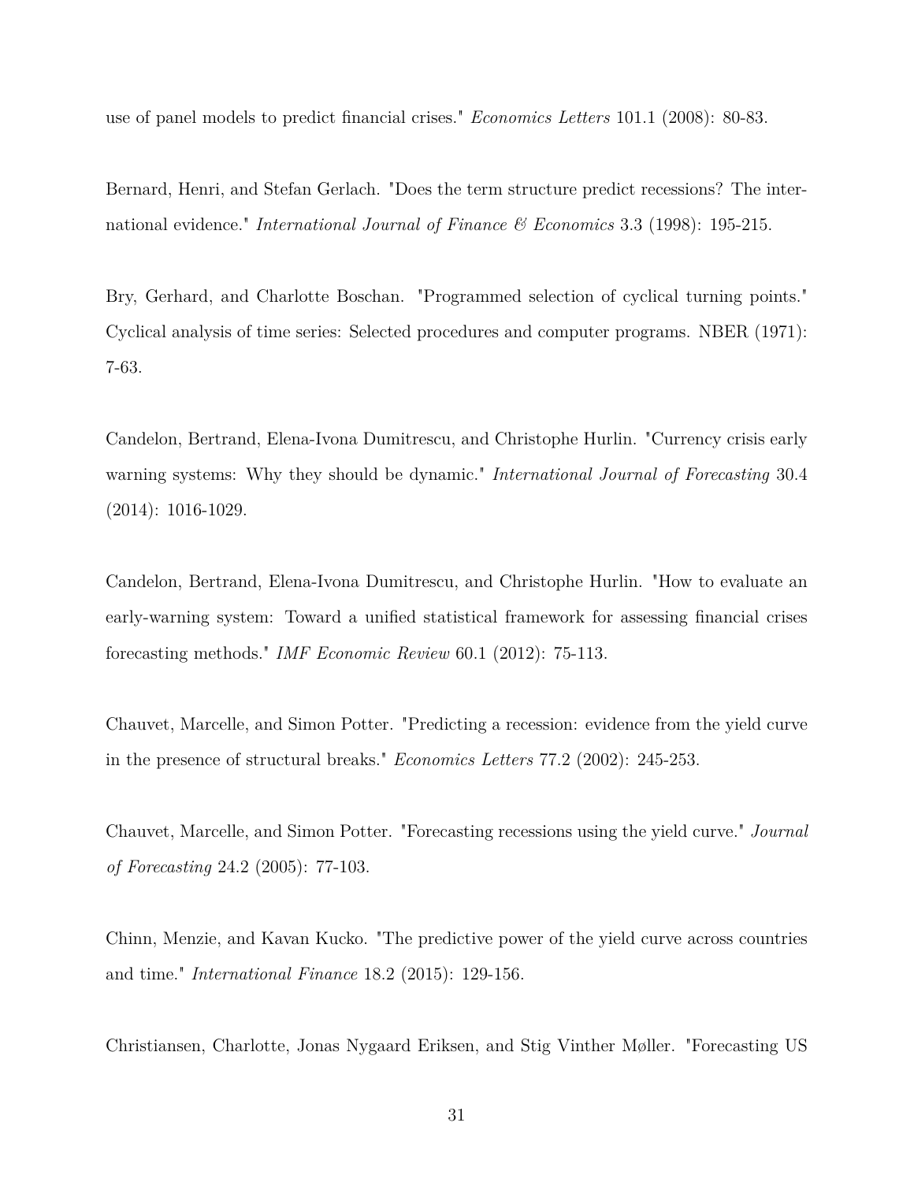use of panel models to predict financial crises." *Economics Letters* 101.1 (2008): 80-83.

Bernard, Henri, and Stefan Gerlach. "Does the term structure predict recessions? The international evidence." *International Journal of Finance & Economics* 3.3 (1998): 195-215.

Bry, Gerhard, and Charlotte Boschan. "Programmed selection of cyclical turning points." Cyclical analysis of time series: Selected procedures and computer programs. NBER (1971): 7-63.

Candelon, Bertrand, Elena-Ivona Dumitrescu, and Christophe Hurlin. "Currency crisis early warning systems: Why they should be dynamic." *International Journal of Forecasting* 30.4 (2014): 1016-1029.

Candelon, Bertrand, Elena-Ivona Dumitrescu, and Christophe Hurlin. "How to evaluate an early-warning system: Toward a unified statistical framework for assessing financial crises forecasting methods." *IMF Economic Review* 60.1 (2012): 75-113.

Chauvet, Marcelle, and Simon Potter. "Predicting a recession: evidence from the yield curve in the presence of structural breaks." *Economics Letters* 77.2 (2002): 245-253.

Chauvet, Marcelle, and Simon Potter. "Forecasting recessions using the yield curve." *Journal of Forecasting* 24.2 (2005): 77-103.

Chinn, Menzie, and Kavan Kucko. "The predictive power of the yield curve across countries and time." *International Finance* 18.2 (2015): 129-156.

Christiansen, Charlotte, Jonas Nygaard Eriksen, and Stig Vinther Møller. "Forecasting US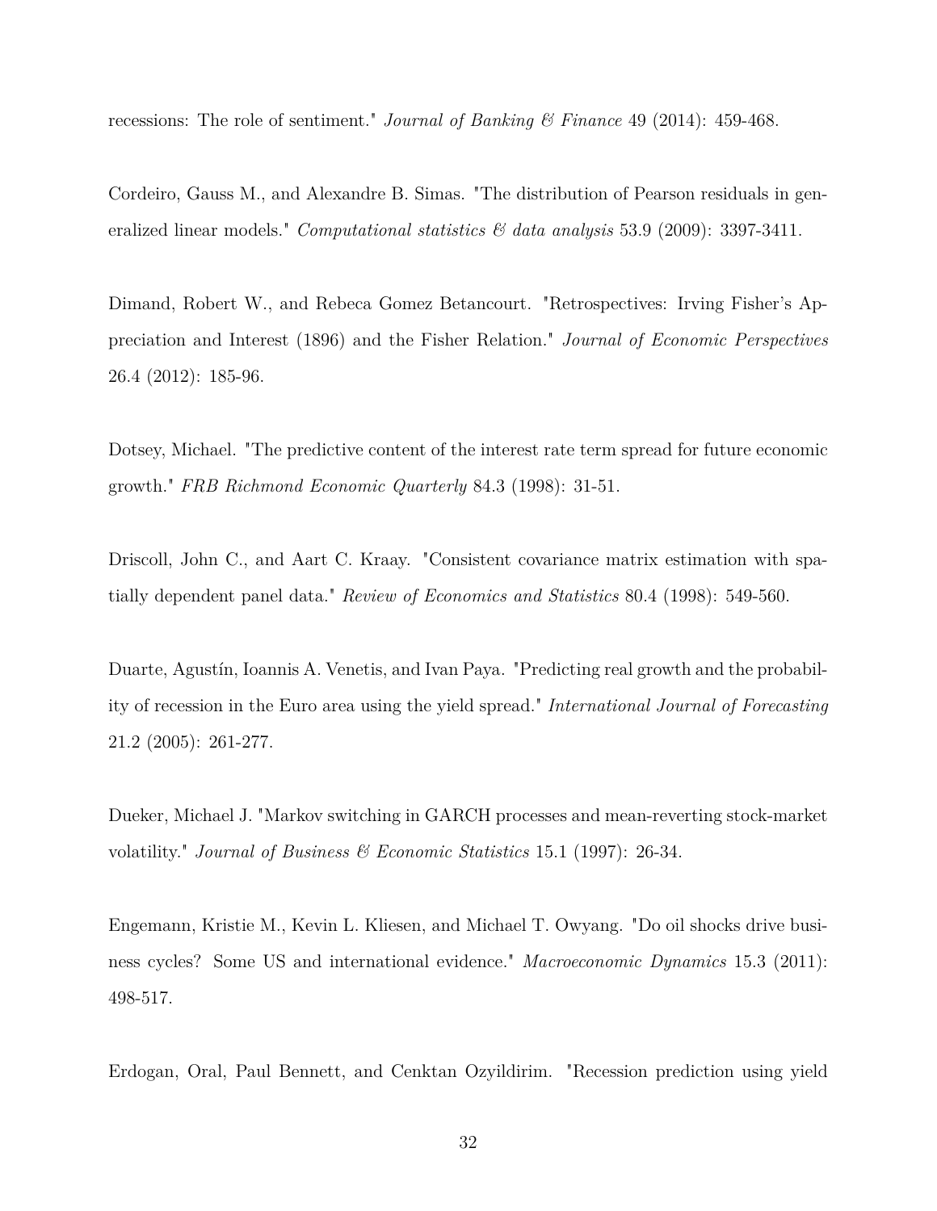recessions: The role of sentiment." *Journal of Banking & Finance* 49 (2014): 459-468.

Cordeiro, Gauss M., and Alexandre B. Simas. "The distribution of Pearson residuals in generalized linear models." *Computational statistics & data analysis* 53.9 (2009): 3397-3411.

Dimand, Robert W., and Rebeca Gomez Betancourt. "Retrospectives: Irving Fisher's Appreciation and Interest (1896) and the Fisher Relation." *Journal of Economic Perspectives* 26.4 (2012): 185-96.

Dotsey, Michael. "The predictive content of the interest rate term spread for future economic growth." *FRB Richmond Economic Quarterly* 84.3 (1998): 31-51.

Driscoll, John C., and Aart C. Kraay. "Consistent covariance matrix estimation with spatially dependent panel data." *Review of Economics and Statistics* 80.4 (1998): 549-560.

Duarte, Agustín, Ioannis A. Venetis, and Ivan Paya. "Predicting real growth and the probability of recession in the Euro area using the yield spread." *International Journal of Forecasting* 21.2 (2005): 261-277.

Dueker, Michael J. "Markov switching in GARCH processes and mean-reverting stock-market volatility." *Journal of Business & Economic Statistics* 15.1 (1997): 26-34.

Engemann, Kristie M., Kevin L. Kliesen, and Michael T. Owyang. "Do oil shocks drive business cycles? Some US and international evidence." *Macroeconomic Dynamics* 15.3 (2011): 498-517.

Erdogan, Oral, Paul Bennett, and Cenktan Ozyildirim. "Recession prediction using yield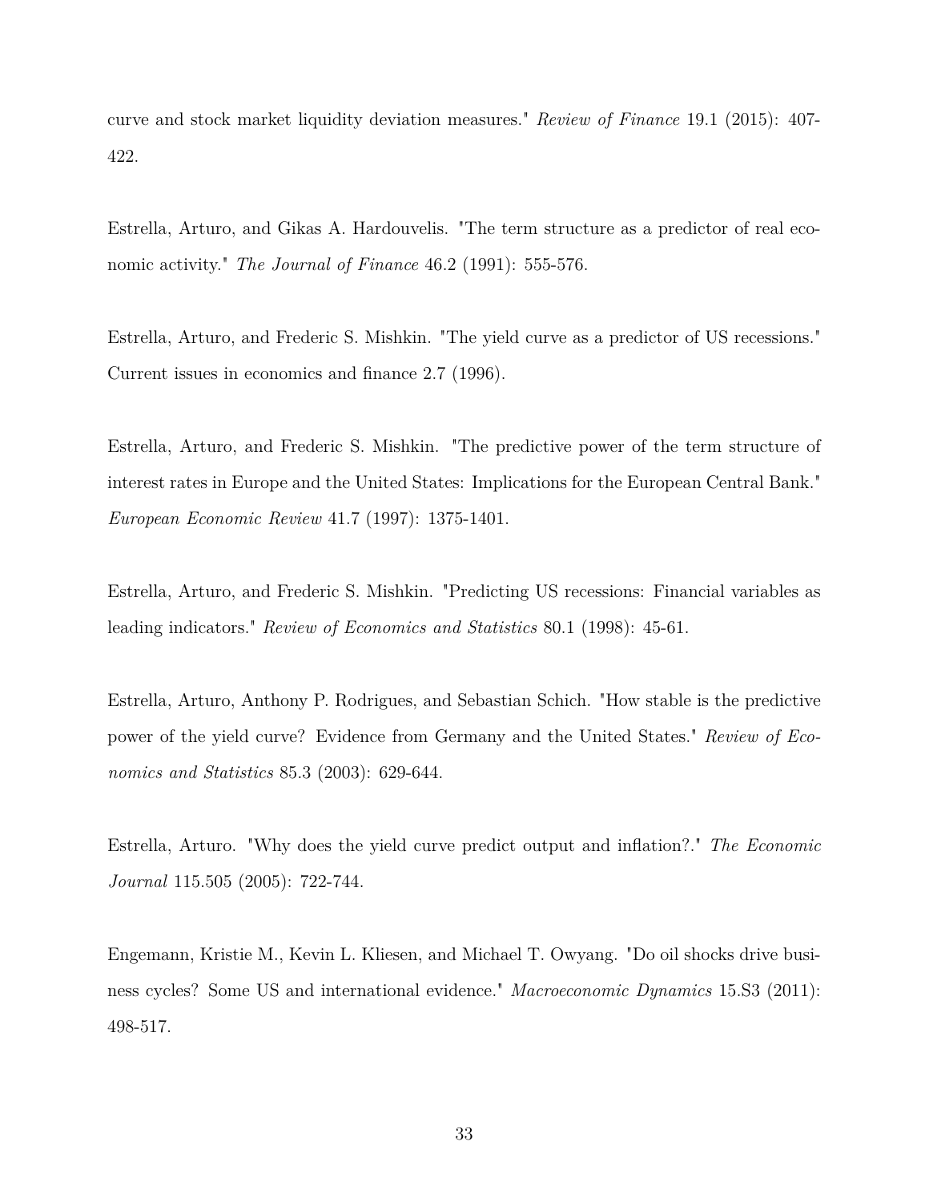curve and stock market liquidity deviation measures." *Review of Finance* 19.1 (2015): 407-422.

Estrella, Arturo, and Gikas A. Hardouvelis. "The term structure as a predictor of real economic activity." *The Journal of Finance* 46.2 (1991): 555-576.

Estrella, Arturo, and Frederic S. Mishkin. "The yield curve as a predictor of US recessions." Current issues in economics and finance 2.7 (1996).

Estrella, Arturo, and Frederic S. Mishkin. "The predictive power of the term structure of interest rates in Europe and the United States: Implications for the European Central Bank." *European Economic Review* 41.7 (1997): 1375-1401.

Estrella, Arturo, and Frederic S. Mishkin. "Predicting US recessions: Financial variables as leading indicators." *Review of Economics and Statistics* 80.1 (1998): 45-61.

Estrella, Arturo, Anthony P. Rodrigues, and Sebastian Schich. "How stable is the predictive power of the yield curve? Evidence from Germany and the United States." *Review of Economics and Statistics* 85.3 (2003): 629-644.

Estrella, Arturo. "Why does the yield curve predict output and inflation?." *The Economic Journal* 115.505 (2005): 722-744.

Engemann, Kristie M., Kevin L. Kliesen, and Michael T. Owyang. "Do oil shocks drive business cycles? Some US and international evidence." *Macroeconomic Dynamics* 15.S3 (2011): 498-517.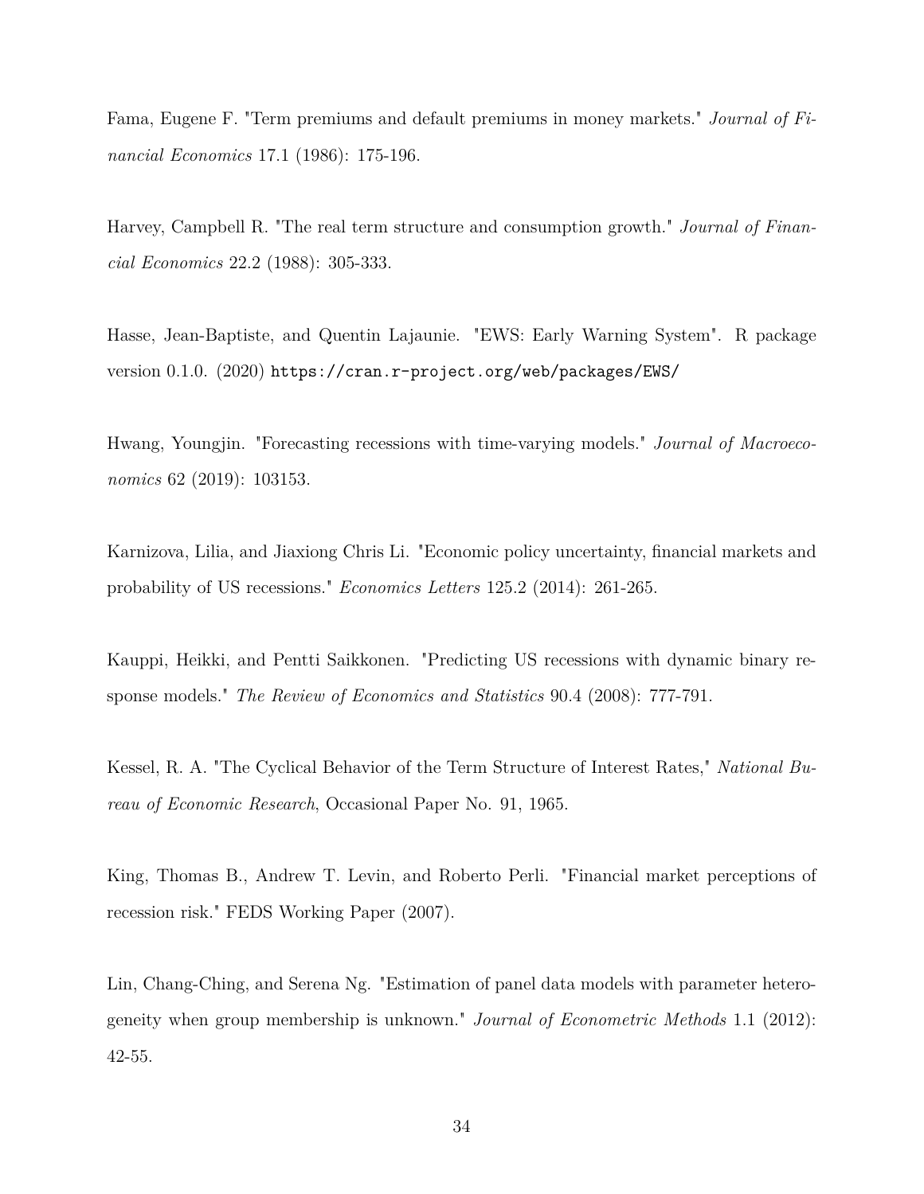Fama, Eugene F. "Term premiums and default premiums in money markets." *Journal of Financial Economics* 17.1 (1986): 175-196.

Harvey, Campbell R. "The real term structure and consumption growth." *Journal of Financial Economics* 22.2 (1988): 305-333.

Hasse, Jean-Baptiste, and Quentin Lajaunie. "EWS: Early Warning System". R package version 0.1.0. (2020) `https://cran.r-project.org/web/packages/EWS/`

Hwang, Youngjin. "Forecasting recessions with time-varying models." *Journal of Macroeconomics* 62 (2019): 103153.

Karnizova, Lilia, and Jiaxiong Chris Li. "Economic policy uncertainty, financial markets and probability of US recessions." *Economics Letters* 125.2 (2014): 261-265.

Kauppi, Heikki, and Pentti Saikkonen. "Predicting US recessions with dynamic binary response models." *The Review of Economics and Statistics* 90.4 (2008): 777-791.

Kessel, R. A. "The Cyclical Behavior of the Term Structure of Interest Rates," *National Bureau of Economic Research*, Occasional Paper No. 91, 1965.

King, Thomas B., Andrew T. Levin, and Roberto Perli. "Financial market perceptions of recession risk." FEDS Working Paper (2007).

Lin, Chang-Ching, and Serena Ng. "Estimation of panel data models with parameter heterogeneity when group membership is unknown." *Journal of Econometric Methods* 1.1 (2012): 42-55.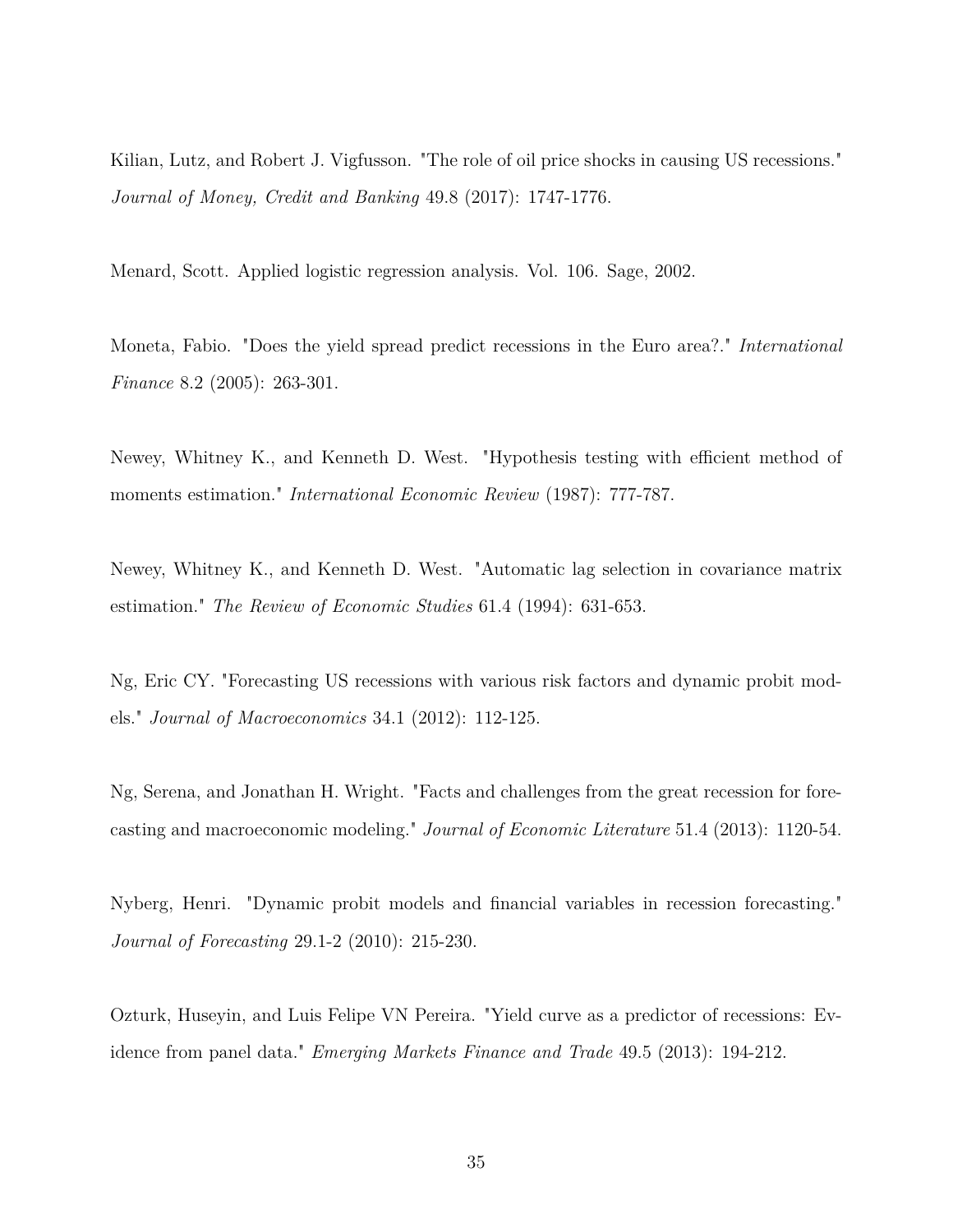Kilian, Lutz, and Robert J. Vigfusson. "The role of oil price shocks in causing US recessions." *Journal of Money, Credit and Banking* 49.8 (2017): 1747-1776.

Menard, Scott. Applied logistic regression analysis. Vol. 106. Sage, 2002.

Moneta, Fabio. "Does the yield spread predict recessions in the Euro area?." *International Finance* 8.2 (2005): 263-301.

Newey, Whitney K., and Kenneth D. West. "Hypothesis testing with efficient method of moments estimation." *International Economic Review* (1987): 777-787.

Newey, Whitney K., and Kenneth D. West. "Automatic lag selection in covariance matrix estimation." *The Review of Economic Studies* 61.4 (1994): 631-653.

Ng, Eric CY. "Forecasting US recessions with various risk factors and dynamic probit models." *Journal of Macroeconomics* 34.1 (2012): 112-125.

Ng, Serena, and Jonathan H. Wright. "Facts and challenges from the great recession for forecasting and macroeconomic modeling." *Journal of Economic Literature* 51.4 (2013): 1120-54.

Nyberg, Henri. "Dynamic probit models and financial variables in recession forecasting." *Journal of Forecasting* 29.1-2 (2010): 215-230.

Ozturk, Huseyin, and Luis Felipe VN Pereira. "Yield curve as a predictor of recessions: Evidence from panel data." *Emerging Markets Finance and Trade* 49.5 (2013): 194-212.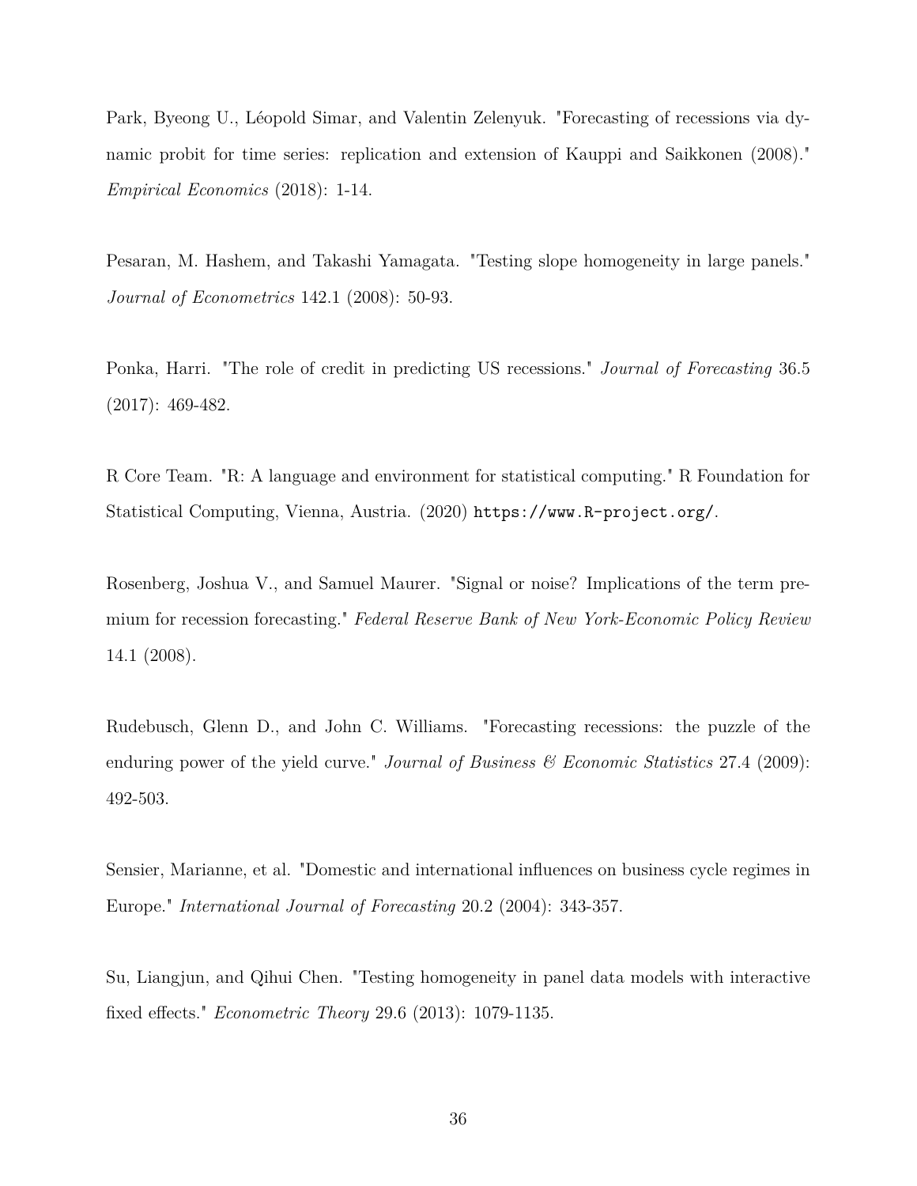Park, Byeong U., Léopold Simar, and Valentin Zelenyuk. "Forecasting of recessions via dynamic probit for time series: replication and extension of Kauppi and Saikkonen (2008)." *Empirical Economics* (2018): 1-14.

Pesaran, M. Hashem, and Takashi Yamagata. "Testing slope homogeneity in large panels." *Journal of Econometrics* 142.1 (2008): 50-93.

Ponka, Harri. "The role of credit in predicting US recessions." *Journal of Forecasting* 36.5 (2017): 469-482.

R Core Team. "R: A language and environment for statistical computing." R Foundation for Statistical Computing, Vienna, Austria. (2020) `https://www.R-project.org/`.

Rosenberg, Joshua V., and Samuel Maurer. "Signal or noise? Implications of the term premium for recession forecasting." *Federal Reserve Bank of New York-Economic Policy Review* 14.1 (2008).

Rudebusch, Glenn D., and John C. Williams. "Forecasting recessions: the puzzle of the enduring power of the yield curve." *Journal of Business & Economic Statistics* 27.4 (2009): 492-503.

Sensier, Marianne, et al. "Domestic and international influences on business cycle regimes in Europe." *International Journal of Forecasting* 20.2 (2004): 343-357.

Su, Liangjun, and Qihui Chen. "Testing homogeneity in panel data models with interactive fixed effects." *Econometric Theory* 29.6 (2013): 1079-1135.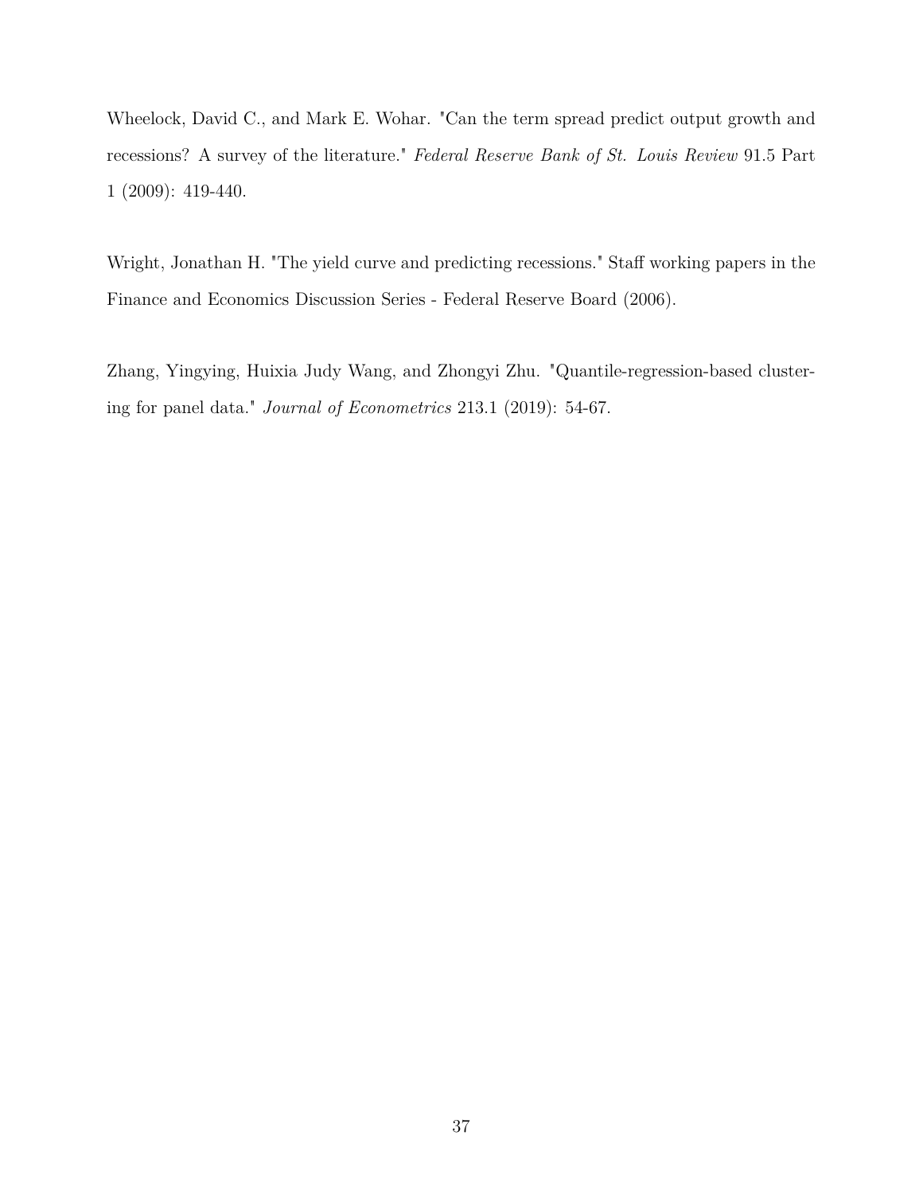Wheelock, David C., and Mark E. Wohar. "Can the term spread predict output growth and recessions? A survey of the literature." *Federal Reserve Bank of St. Louis Review* 91.5 Part 1 (2009): 419-440.

Wright, Jonathan H. "The yield curve and predicting recessions." Staff working papers in the Finance and Economics Discussion Series - Federal Reserve Board (2006).

Zhang, Yingying, Huixia Judy Wang, and Zhongyi Zhu. "Quantile-regression-based clustering for panel data." *Journal of Econometrics* 213.1 (2019): 54-67.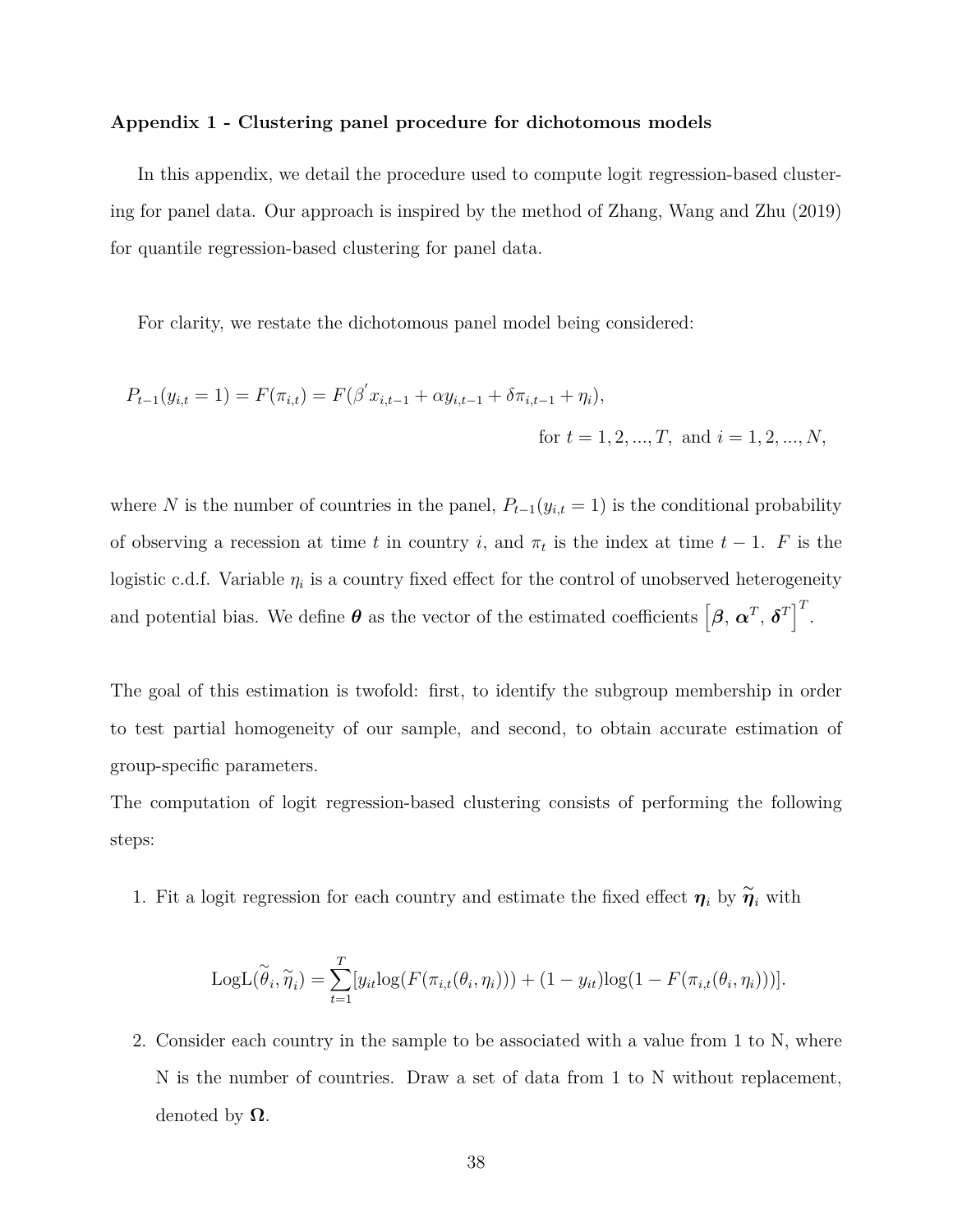### Appendix 1 - Clustering panel procedure for dichotomous models

In this appendix, we detail the procedure used to compute logit regression-based clustering for panel data. Our approach is inspired by the method of Zhang, Wang and Zhu (2019) for quantile regression-based clustering for panel data.

For clarity, we restate the dichotomous panel model being considered:

$$P_{t-1}(y_{i,t} = 1) = F(\pi_{i,t}) = F(\beta^{'} x_{i,t-1} + \alpha y_{i,t-1} + \delta \pi_{i,t-1} + \eta_i),$$

$$\text{for } t = 1, 2, ..., T, \text{ and } i = 1, 2, ..., N,$$

where $N$ is the number of countries in the panel, $P_{t-1}(y_{i,t} = 1)$ is the conditional probability of observing a recession at time $t$ in country $i$, and $\pi_t$ is the index at time $t-1$. $F$ is the logistic c.d.f. Variable $\eta_i$ is a country fixed effect for the control of unobserved heterogeneity and potential bias. We define $\boldsymbol{\theta}$ as the vector of the estimated coefficients $\left[\boldsymbol{\beta},\, \boldsymbol{\alpha}^T,\, \boldsymbol{\delta}^T\right]^T$.

The goal of this estimation is twofold: first, to identify the subgroup membership in order to test partial homogeneity of our sample, and second, to obtain accurate estimation of group-specific parameters.

The computation of logit regression-based clustering consists of performing the following steps:

1. Fit a logit regression for each country and estimate the fixed effect $\boldsymbol{\eta}_i$ by $\widetilde{\boldsymbol{\eta}}_i$ with

$$\text{LogL}(\widetilde{\theta}_i, \widetilde{\eta}_i) = \sum_{t=1}^{T} [y_{it} \log(F(\pi_{i,t}(\theta_i, \eta_i))) + (1 - y_{it}) \log(1 - F(\pi_{i,t}(\theta_i, \eta_i)))].$$

2. Consider each country in the sample to be associated with a value from 1 to N, where N is the number of countries. Draw a set of data from 1 to N without replacement, denoted by $\boldsymbol{\Omega}$.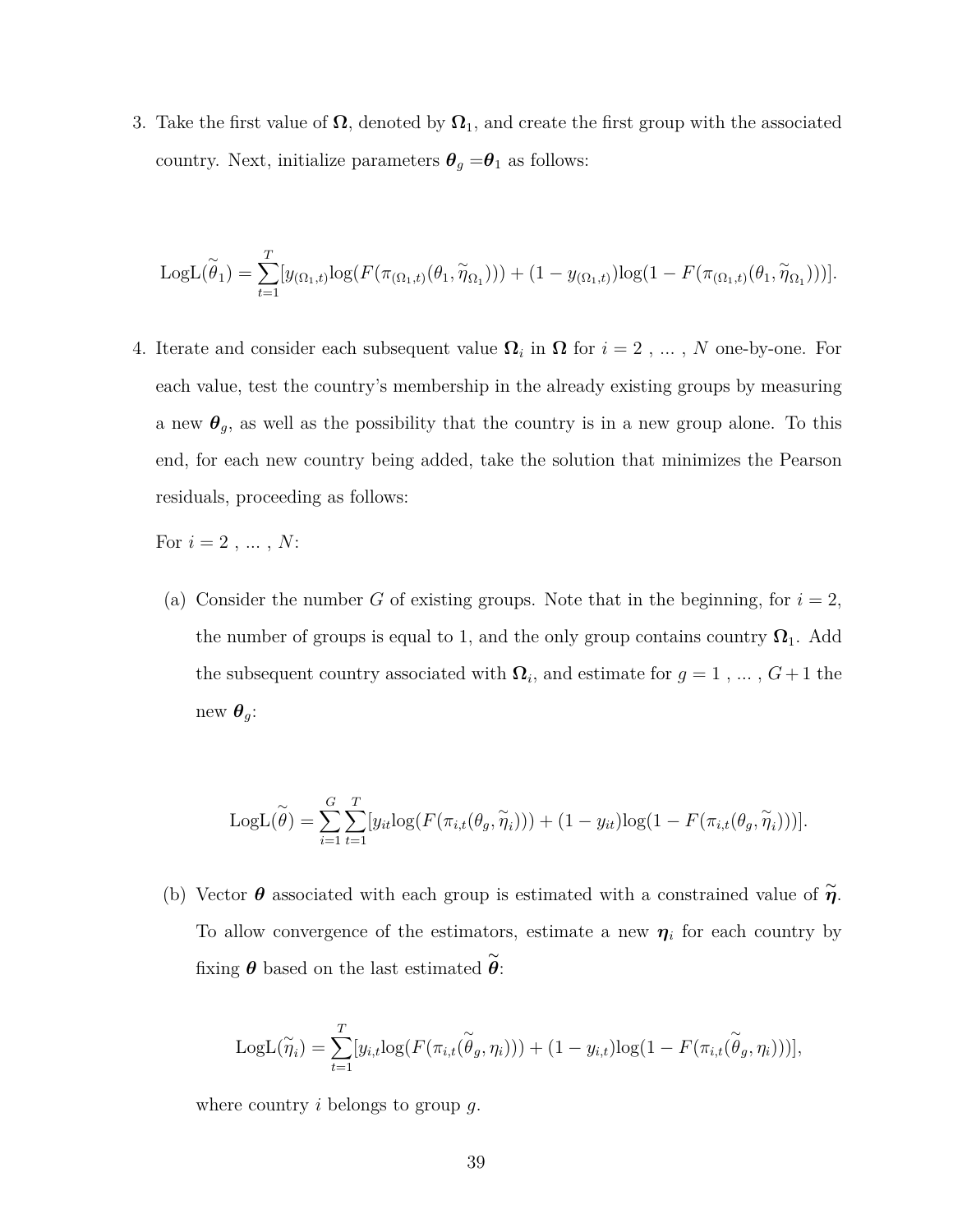3. Take the first value of $\boldsymbol{\Omega}$, denoted by $\boldsymbol{\Omega}_1$, and create the first group with the associated country. Next, initialize parameters $\boldsymbol{\theta}_g = \boldsymbol{\theta}_1$ as follows:

$$\text{LogL}(\widetilde{\theta}_1) = \sum_{t=1}^{T}[y_{(\Omega_1,t)}\text{log}(F(\pi_{(\Omega_1,t)}(\theta_1, \widetilde{\eta}_{\Omega_1}))) + (1 - y_{(\Omega_1,t)})\text{log}(1 - F(\pi_{(\Omega_1,t)}(\theta_1, \widetilde{\eta}_{\Omega_1})))].$$

4. Iterate and consider each subsequent value $\boldsymbol{\Omega}_i$ in $\boldsymbol{\Omega}$ for $i = 2$ , ... , $N$ one-by-one. For each value, test the country's membership in the already existing groups by measuring a new $\boldsymbol{\theta}_g$, as well as the possibility that the country is in a new group alone. To this end, for each new country being added, take the solution that minimizes the Pearson residuals, proceeding as follows:

   For $i = 2$ , ... , $N$:

   (a) Consider the number $G$ of existing groups. Note that in the beginning, for $i = 2$, the number of groups is equal to 1, and the only group contains country $\boldsymbol{\Omega}_1$. Add the subsequent country associated with $\boldsymbol{\Omega}_i$, and estimate for $g = 1$ , ... , $G+1$ the new $\boldsymbol{\theta}_g$:

   $$\text{LogL}(\widetilde{\theta}) = \sum_{i=1}^{G}\sum_{t=1}^{T}[y_{it}\text{log}(F(\pi_{i,t}(\theta_g, \widetilde{\eta}_i))) + (1 - y_{it})\text{log}(1 - F(\pi_{i,t}(\theta_g, \widetilde{\eta}_i)))].$$

   (b) Vector $\boldsymbol{\theta}$ associated with each group is estimated with a constrained value of $\widetilde{\boldsymbol{\eta}}$. To allow convergence of the estimators, estimate a new $\boldsymbol{\eta}_i$ for each country by fixing $\boldsymbol{\theta}$ based on the last estimated $\widetilde{\boldsymbol{\theta}}$:

   $$\text{LogL}(\widetilde{\eta}_i) = \sum_{t=1}^{T}[y_{i,t}\text{log}(F(\pi_{i,t}(\widetilde{\theta}_g, \eta_i))) + (1 - y_{i,t})\text{log}(1 - F(\pi_{i,t}(\widetilde{\theta}_g, \eta_i)))],$$

   where country $i$ belongs to group $g$.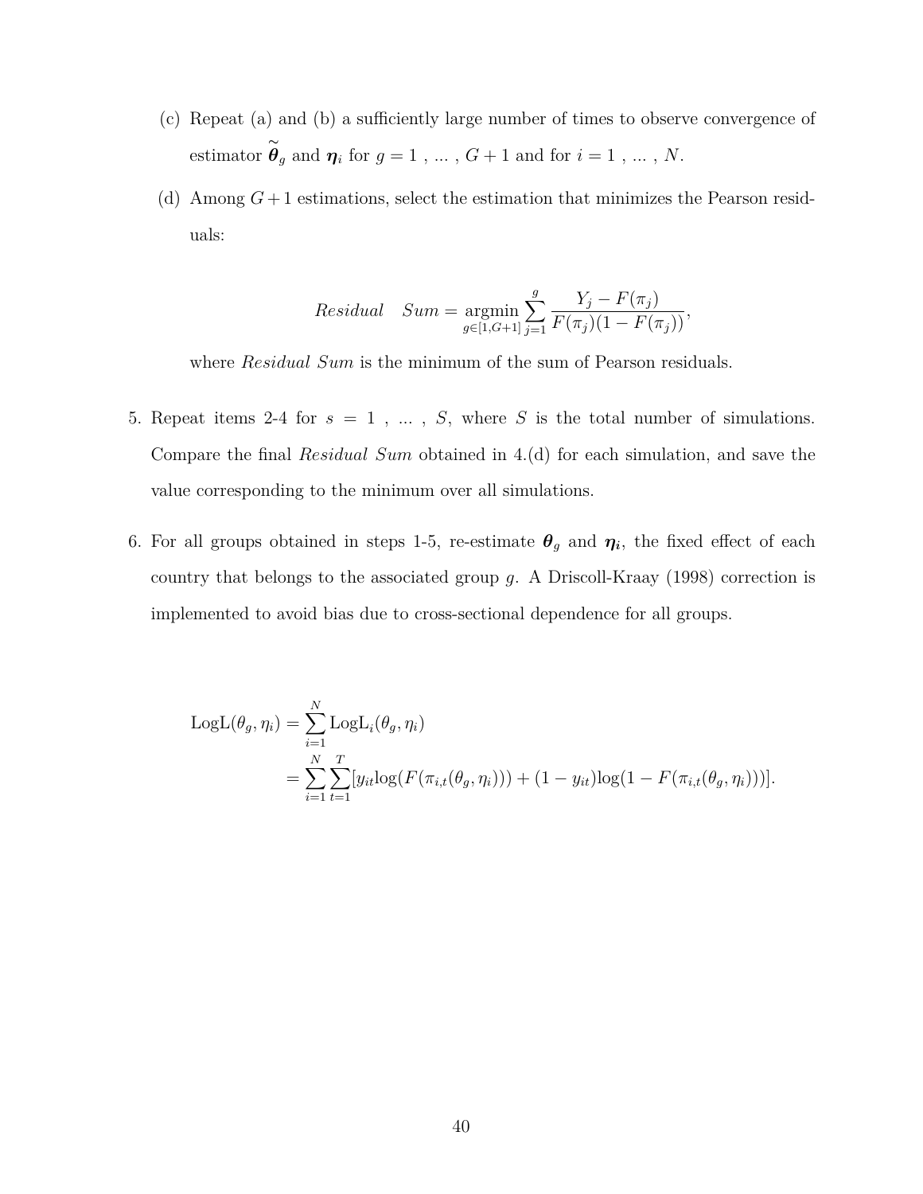(c) Repeat (a) and (b) a sufficiently large number of times to observe convergence of estimator $\widetilde{\boldsymbol{\theta}}_g$ and $\boldsymbol{\eta}_i$ for $g = 1 , \ldots , G+1$ and for $i = 1 , \ldots , N$.

(d) Among $G+1$ estimations, select the estimation that minimizes the Pearson residuals:

$$Residual \quad Sum = \underset{g \in [1,G+1]}{\operatorname{argmin}} \sum_{j=1}^{g} \frac{Y_j - F(\pi_j)}{F(\pi_j)(1 - F(\pi_j))},$$

where *Residual Sum* is the minimum of the sum of Pearson residuals.

5. Repeat items 2-4 for $s = 1 , \ldots , S$, where $S$ is the total number of simulations. Compare the final *Residual Sum* obtained in 4.(d) for each simulation, and save the value corresponding to the minimum over all simulations.

6. For all groups obtained in steps 1-5, re-estimate $\boldsymbol{\theta}_g$ and $\boldsymbol{\eta_i}$, the fixed effect of each country that belongs to the associated group $g$. A Driscoll-Kraay (1998) correction is implemented to avoid bias due to cross-sectional dependence for all groups.

$$\begin{aligned}
\mathrm{LogL}(\theta_g, \eta_i) &= \sum_{i=1}^{N} \mathrm{LogL}_i(\theta_g, \eta_i) \\
&= \sum_{i=1}^{N} \sum_{t=1}^{T} [y_{it} \log(F(\pi_{i,t}(\theta_g, \eta_i))) + (1 - y_{it}) \log(1 - F(\pi_{i,t}(\theta_g, \eta_i)))].
\end{aligned}$$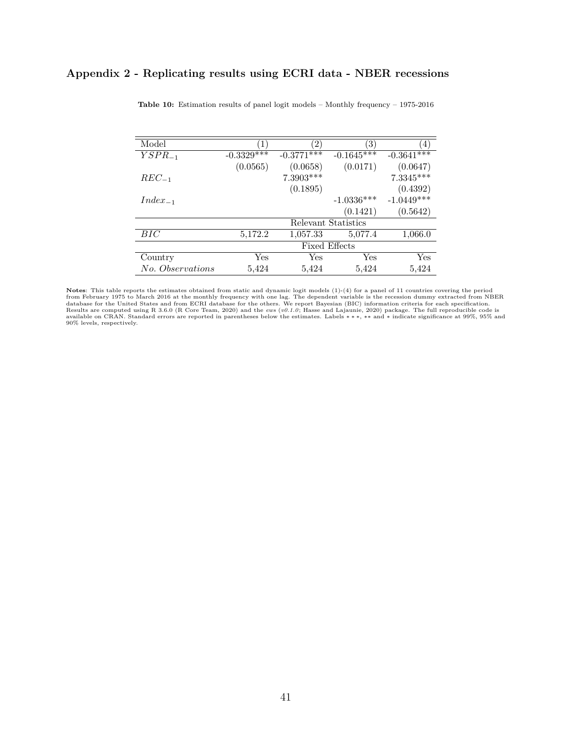## Appendix 2 - Replicating results using ECRI data - NBER recessions

**Table 10:** Estimation results of panel logit models – Monthly frequency – 1975-2016

| Model | (1) | (2) | (3) | (4) |
|---|---|---|---|---|
| $YSPR_{-1}$ | -0.3329*** | -0.3771*** | -0.1645*** | -0.3641*** |
| | (0.0565) | (0.0658) | (0.0171) | (0.0647) |
| $REC_{-1}$ | | 7.3903*** | | 7.3345*** |
| | | (0.1895) | | (0.4392) |
| $Index_{-1}$ | | | -1.0336*** | -1.0449*** |
| | | | (0.1421) | (0.5642) |
| | | Relevant Statistics | | |
| $BIC$ | 5,172.2 | 1,057.33 | 5,077.4 | 1,066.0 |
| | | Fixed Effects | | |
| Country | Yes | Yes | Yes | Yes |
| *No. Observations* | 5,424 | 5,424 | 5,424 | 5,424 |

**Notes**: This table reports the estimates obtained from static and dynamic logit models (1)-(4) for a panel of 11 countries covering the period from February 1975 to March 2016 at the monthly frequency with one lag. The dependent variable is the recession dummy extracted from NBER database for the United States and from ECRI database for the others. We report Bayesian (BIC) information criteria for each specification. Results are computed using R 3.6.0 (R Core Team, 2020) and the *ews* (*v0.1.0*; Hasse and Lajaunie, 2020) package. The full reproducible code is available on CRAN. Standard errors are reported in parentheses below the estimates. Labels $***$, $**$ and $*$ indicate significance at 99%, 95% and 90% levels, respectively.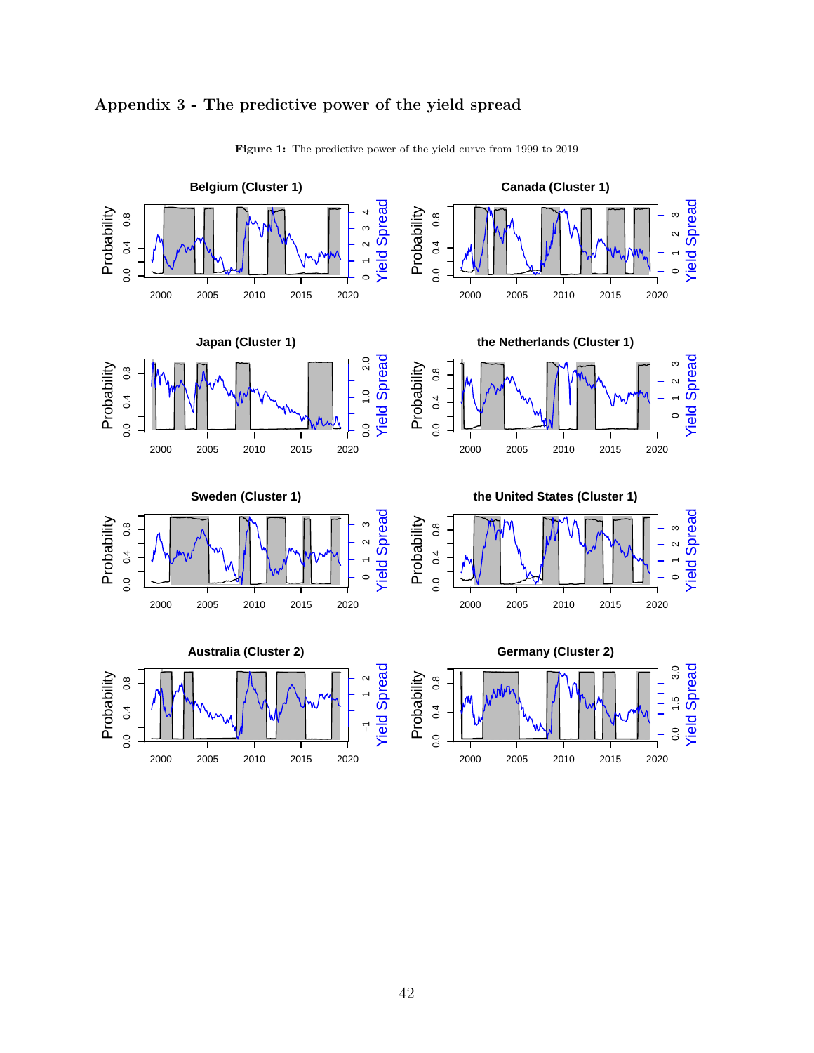## Appendix 3 - The predictive power of the yield spread

**Figure 1:** The predictive power of the yield curve from 1999 to 2019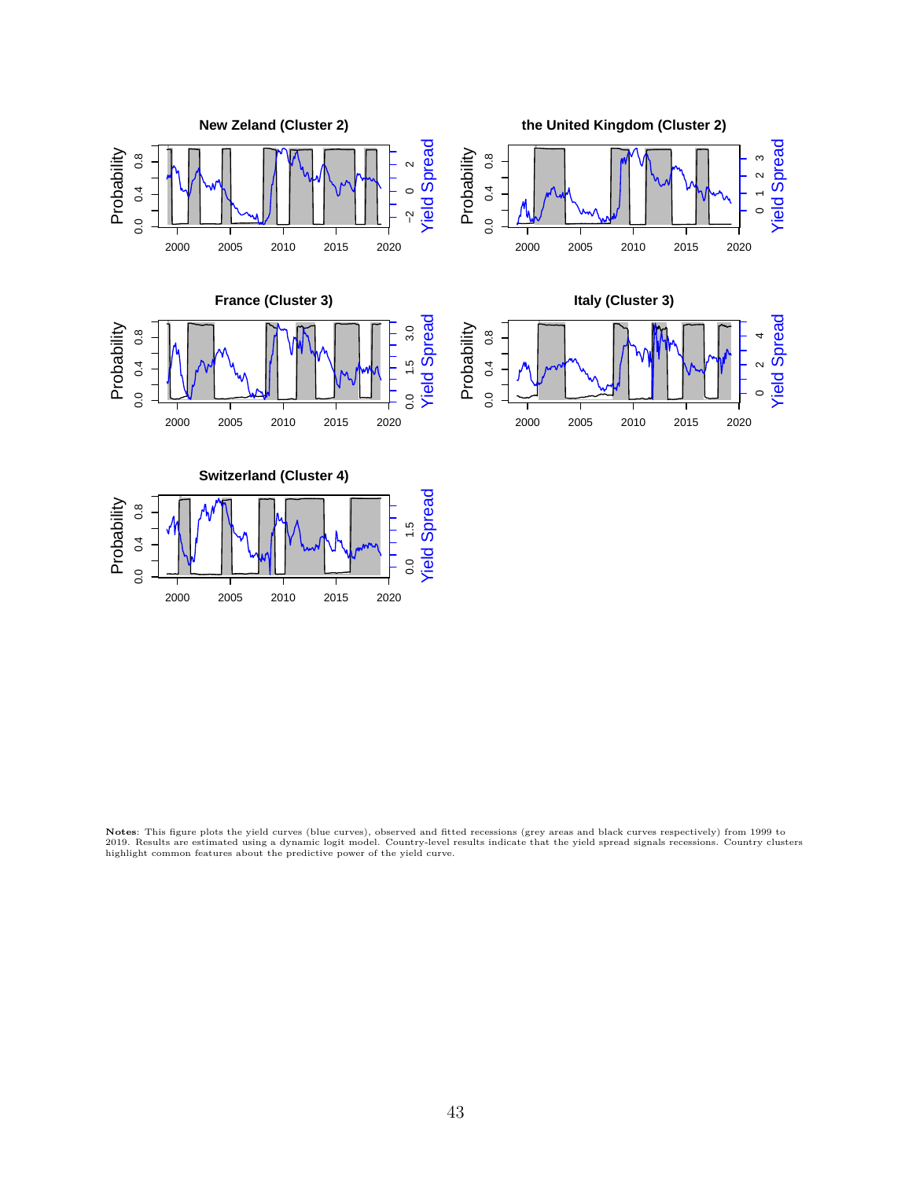New Zeland (Cluster 2)

Probability
0.0 0.4 0.8
Yield Spread
−2 0 2
2000 2005 2010 2015 2020

the United Kingdom (Cluster 2)

Probability
0.0 0.4 0.8
Yield Spread
0 1 2 3
2000 2005 2010 2015 2020

France (Cluster 3)

Probability
0.0 0.4 0.8
Yield Spread
0.0 1.5 3.0
2000 2005 2010 2015 2020

Italy (Cluster 3)

Probability
0.0 0.4 0.8
Yield Spread
0 2 4
2000 2005 2010 2015 2020

Switzerland (Cluster 4)

Probability
0.0 0.4 0.8
Yield Spread
0.0 1.5
2000 2005 2010 2015 2020

**Notes**: This figure plots the yield curves (blue curves), observed and fitted recessions (grey areas and black curves respectively) from 1999 to 2019. Results are estimated using a dynamic logit model. Country-level results indicate that the yield spread signals recessions. Country clusters highlight common features about the predictive power of the yield curve.